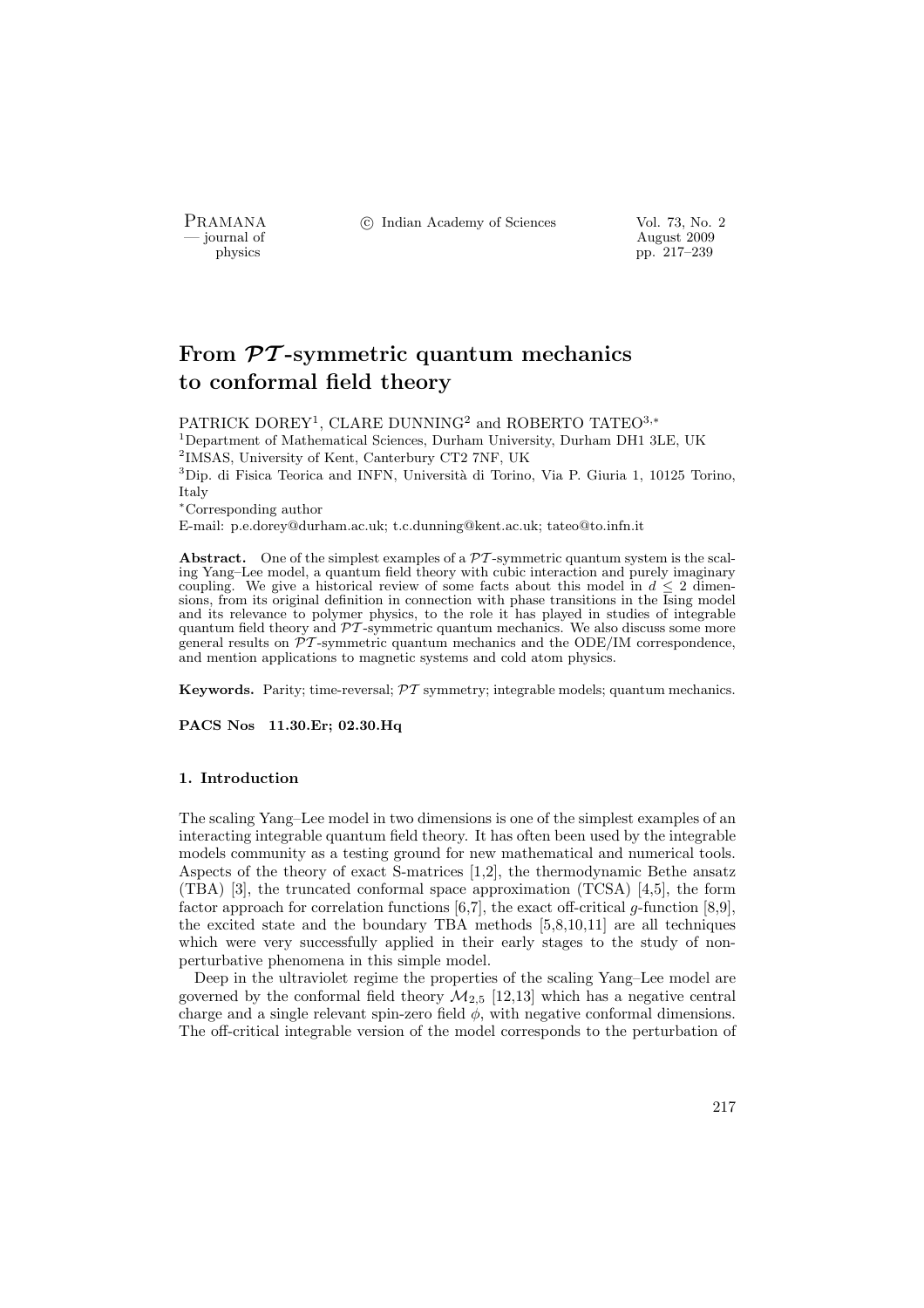# From $\mathcal{PT}$-symmetric quantum mechanics to conformal field theory

PATRICK DOREY[1], CLARE DUNNING[2] and ROBERTO TATEO[3,*]

[1]Department of Mathematical Sciences, Durham University, Durham DH1 3LE, UK
[2]IMSAS, University of Kent, Canterbury CT2 7NF, UK
[3]Dip. di Fisica Teorica and INFN, Università di Torino, Via P. Giuria 1, 10125 Torino, Italy
[*]Corresponding author
E-mail: p.e.dorey@durham.ac.uk; t.c.dunning@kent.ac.uk; tateo@to.infn.it

**Abstract.** One of the simplest examples of a $\mathcal{PT}$-symmetric quantum system is the scaling Yang–Lee model, a quantum field theory with cubic interaction and purely imaginary coupling. We give a historical review of some facts about this model in $d \leq 2$ dimensions, from its original definition in connection with phase transitions in the Ising model and its relevance to polymer physics, to the role it has played in studies of integrable quantum field theory and $\mathcal{PT}$-symmetric quantum mechanics. We also discuss some more general results on $\mathcal{PT}$-symmetric quantum mechanics and the ODE/IM correspondence, and mention applications to magnetic systems and cold atom physics.

**Keywords.** Parity; time-reversal; $\mathcal{PT}$ symmetry; integrable models; quantum mechanics.

**PACS Nos** 11.30.Er; 02.30.Hq

## 1. Introduction

The scaling Yang–Lee model in two dimensions is one of the simplest examples of an interacting integrable quantum field theory. It has often been used by the integrable models community as a testing ground for new mathematical and numerical tools. Aspects of the theory of exact S-matrices [1,2], the thermodynamic Bethe ansatz (TBA) [3], the truncated conformal space approximation (TCSA) [4,5], the form factor approach for correlation functions [6,7], the exact off-critical $g$-function [8,9], the excited state and the boundary TBA methods [5,8,10,11] are all techniques which were very successfully applied in their early stages to the study of non-perturbative phenomena in this simple model.

Deep in the ultraviolet regime the properties of the scaling Yang–Lee model are governed by the conformal field theory $\mathcal{M}_{2,5}$ [12,13] which has a negative central charge and a single relevant spin-zero field $\phi$, with negative conformal dimensions. The off-critical integrable version of the model corresponds to the perturbation of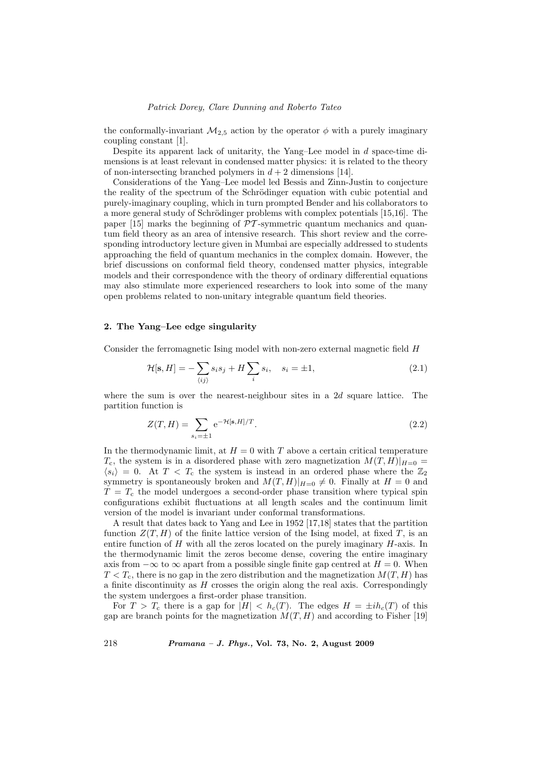the conformally-invariant $\mathcal{M}_{2,5}$ action by the operator $\phi$ with a purely imaginary coupling constant [1].

Despite its apparent lack of unitarity, the Yang–Lee model in $d$ space-time dimensions is at least relevant in condensed matter physics: it is related to the theory of non-intersecting branched polymers in $d+2$ dimensions [14].

Considerations of the Yang–Lee model led Bessis and Zinn-Justin to conjecture the reality of the spectrum of the Schrödinger equation with cubic potential and purely-imaginary coupling, which in turn prompted Bender and his collaborators to a more general study of Schrödinger problems with complex potentials [15,16]. The paper [15] marks the beginning of $\mathcal{PT}$-symmetric quantum mechanics and quantum field theory as an area of intensive research. This short review and the corresponding introductory lecture given in Mumbai are especially addressed to students approaching the field of quantum mechanics in the complex domain. However, the brief discussions on conformal field theory, condensed matter physics, integrable models and their correspondence with the theory of ordinary differential equations may also stimulate more experienced researchers to look into some of the many open problems related to non-unitary integrable quantum field theories.

## 2. The Yang–Lee edge singularity

Consider the ferromagnetic Ising model with non-zero external magnetic field $H$

$$\mathcal{H}[\mathbf{s}, H] = -\sum_{\langle ij \rangle} s_i s_j + H \sum_i s_i, \quad s_i = \pm 1, \tag{2.1}$$

where the sum is over the nearest-neighbour sites in a 2$d$ square lattice. The partition function is

$$Z(T, H) = \sum_{s_i = \pm 1} \mathrm{e}^{-\mathcal{H}[\mathbf{s}, H]/T}. \tag{2.2}$$

In the thermodynamic limit, at $H = 0$ with $T$ above a certain critical temperature $T_{\mathrm{c}}$, the system is in a disordered phase with zero magnetization $M(T,H)|_{H=0} = \langle s_i \rangle = 0$. At $T < T_{\mathrm{c}}$ the system is instead in an ordered phase where the $\mathbb{Z}_2$ symmetry is spontaneously broken and $M(T,H)|_{H=0} \neq 0$. Finally at $H = 0$ and $T = T_{\mathrm{c}}$ the model undergoes a second-order phase transition where typical spin configurations exhibit fluctuations at all length scales and the continuum limit version of the model is invariant under conformal transformations.

A result that dates back to Yang and Lee in 1952 [17,18] states that the partition function $Z(T,H)$ of the finite lattice version of the Ising model, at fixed $T$, is an entire function of $H$ with all the zeros located on the purely imaginary $H$-axis. In the thermodynamic limit the zeros become dense, covering the entire imaginary axis from $-\infty$ to $\infty$ apart from a possible single finite gap centred at $H = 0$. When $T < T_{\mathrm{c}}$, there is no gap in the zero distribution and the magnetization $M(T,H)$ has a finite discontinuity as $H$ crosses the origin along the real axis. Correspondingly the system undergoes a first-order phase transition.

For $T > T_{\mathrm{c}}$ there is a gap for $|H| < h_c(T)$. The edges $H = \pm i h_c(T)$ of this gap are branch points for the magnetization $M(T,H)$ and according to Fisher [19]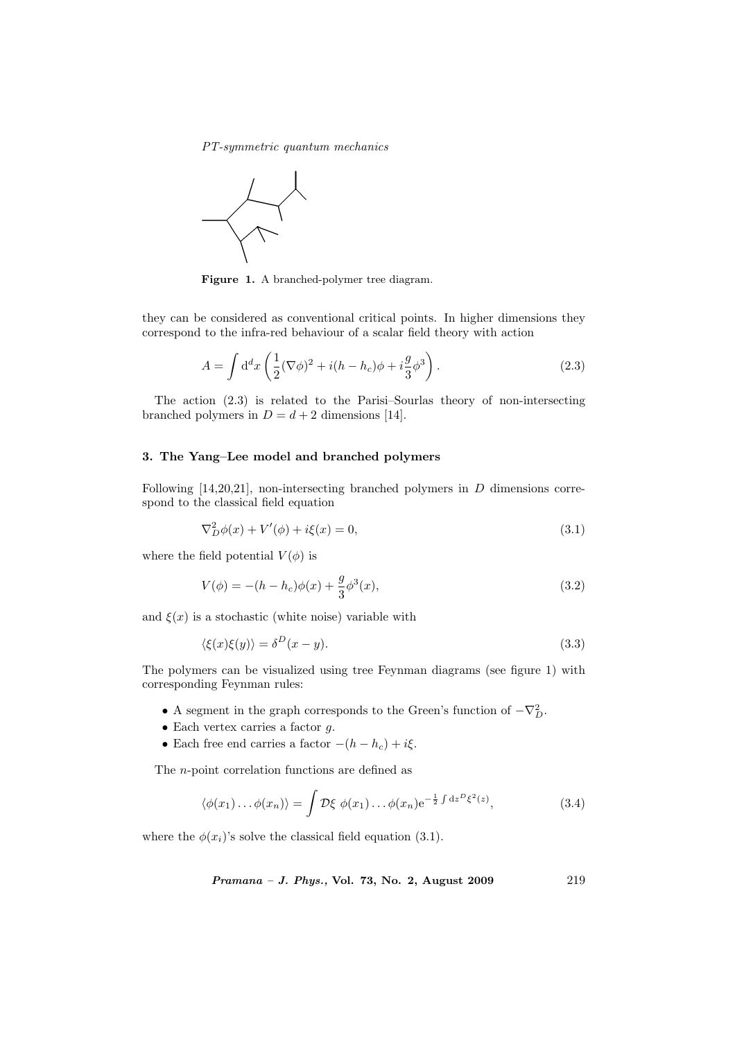**Figure 1.** A branched-polymer tree diagram.

they can be considered as conventional critical points. In higher dimensions they correspond to the infra-red behaviour of a scalar field theory with action

$$A = \int \mathrm{d}^d x \left( \frac{1}{2}(\nabla\phi)^2 + i(h - h_c)\phi + i\frac{g}{3}\phi^3 \right). \tag{2.3}$$

The action (2.3) is related to the Parisi–Sourlas theory of non-intersecting branched polymers in $D = d + 2$ dimensions [14].

### 3. The Yang–Lee model and branched polymers

Following [14,20,21], non-intersecting branched polymers in $D$ dimensions correspond to the classical field equation

$$\nabla_D^2 \phi(x) + V'(\phi) + i\xi(x) = 0, \tag{3.1}$$

where the field potential $V(\phi)$ is

$$V(\phi) = -(h - h_c)\phi(x) + \frac{g}{3}\phi^3(x), \tag{3.2}$$

and $\xi(x)$ is a stochastic (white noise) variable with

$$\langle \xi(x)\xi(y) \rangle = \delta^D(x - y). \tag{3.3}$$

The polymers can be visualized using tree Feynman diagrams (see figure 1) with corresponding Feynman rules:

- A segment in the graph corresponds to the Green's function of $-\nabla_D^2$.
- Each vertex carries a factor $g$.
- Each free end carries a factor $-(h - h_c) + i\xi$.

The $n$-point correlation functions are defined as

$$\langle \phi(x_1) \ldots \phi(x_n) \rangle = \int \mathcal{D}\xi \; \phi(x_1) \ldots \phi(x_n) \mathrm{e}^{-\frac{1}{2}\int \mathrm{d}z^D \xi^2(z)}, \tag{3.4}$$

where the $\phi(x_i)$'s solve the classical field equation (3.1).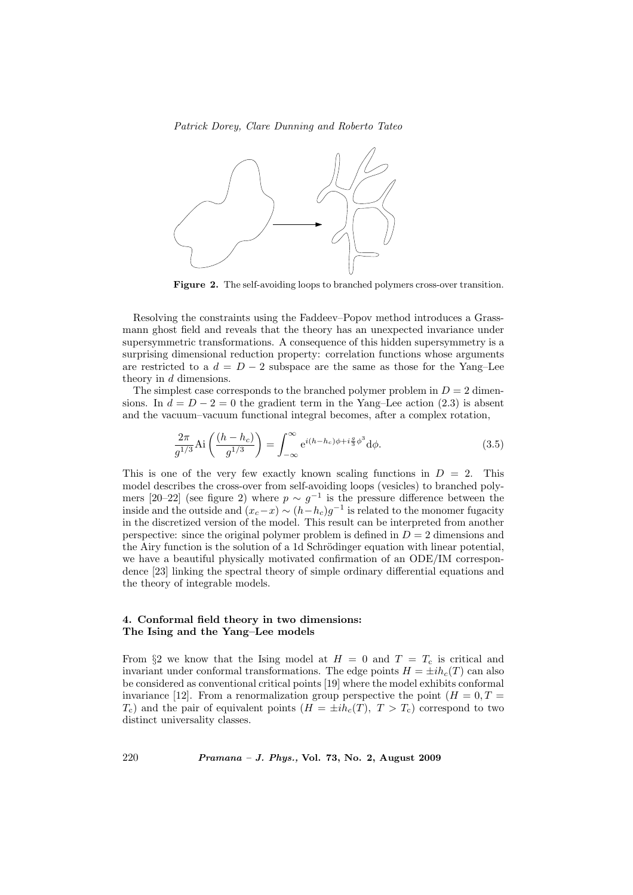**Figure 2.** The self-avoiding loops to branched polymers cross-over transition.

Resolving the constraints using the Faddeev–Popov method introduces a Grassmann ghost field and reveals that the theory has an unexpected invariance under supersymmetric transformations. A consequence of this hidden supersymmetry is a surprising dimensional reduction property: correlation functions whose arguments are restricted to a $d = D - 2$ subspace are the same as those for the Yang–Lee theory in $d$ dimensions.

The simplest case corresponds to the branched polymer problem in $D = 2$ dimensions. In $d = D - 2 = 0$ the gradient term in the Yang–Lee action (2.3) is absent and the vacuum–vacuum functional integral becomes, after a complex rotation,

$$\frac{2\pi}{g^{1/3}} \mathrm{Ai}\left(\frac{(h-h_c)}{g^{1/3}}\right) = \int_{-\infty}^{\infty} \mathrm{e}^{i(h-h_c)\phi + i\frac{g}{3}\phi^3} \mathrm{d}\phi. \tag{3.5}$$

This is one of the very few exactly known scaling functions in $D = 2$. This model describes the cross-over from self-avoiding loops (vesicles) to branched polymers [20–22] (see figure 2) where $p \sim g^{-1}$ is the pressure difference between the inside and the outside and $(x_c - x) \sim (h - h_c) g^{-1}$ is related to the monomer fugacity in the discretized version of the model. This result can be interpreted from another perspective: since the original polymer problem is defined in $D = 2$ dimensions and the Airy function is the solution of a 1d Schrödinger equation with linear potential, we have a beautiful physically motivated confirmation of an ODE/IM correspondence [23] linking the spectral theory of simple ordinary differential equations and the theory of integrable models.

## 4. Conformal field theory in two dimensions: The Ising and the Yang–Lee models

From §2 we know that the Ising model at $H = 0$ and $T = T_{\mathrm{c}}$ is critical and invariant under conformal transformations. The edge points $H = \pm i h_c(T)$ can also be considered as conventional critical points [19] where the model exhibits conformal invariance [12]. From a renormalization group perspective the point $(H = 0, T = T_{\mathrm{c}})$ and the pair of equivalent points $(H = \pm i h_c(T),\ T > T_{\mathrm{c}})$ correspond to two distinct universality classes.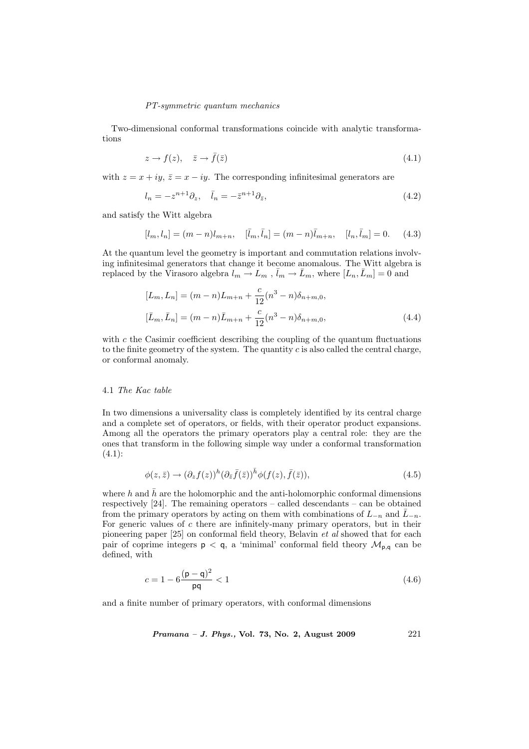Two-dimensional conformal transformations coincide with analytic transformations

$$z \to f(z), \quad \bar{z} \to \bar{f}(\bar{z}) \tag{4.1}$$

with $z = x + iy$, $\bar{z} = x - iy$. The corresponding infinitesimal generators are

$$l_n = -z^{n+1}\partial_z, \quad \bar{l}_n = -\bar{z}^{n+1}\partial_{\bar{z}}, \tag{4.2}$$

and satisfy the Witt algebra

$$[l_m, l_n] = (m-n)l_{m+n}, \quad [\bar{l}_m, \bar{l}_n] = (m-n)\bar{l}_{m+n}, \quad [l_n, \bar{l}_m] = 0. \tag{4.3}$$

At the quantum level the geometry is important and commutation relations involving infinitesimal generators that change it become anomalous. The Witt algebra is replaced by the Virasoro algebra $l_m \to L_m$ , $\bar{l}_m \to \bar{L}_m$, where $[L_n, \bar{L}_m] = 0$ and

$$[L_m, L_n] = (m-n)L_{m+n} + \frac{c}{12}(n^3 - n)\delta_{n+m,0},$$
$$[\bar{L}_m, \bar{L}_n] = (m-n)\bar{L}_{m+n} + \frac{c}{12}(n^3 - n)\delta_{n+m,0}, \tag{4.4}$$

with $c$ the Casimir coefficient describing the coupling of the quantum fluctuations to the finite geometry of the system. The quantity $c$ is also called the central charge, or conformal anomaly.

### 4.1 *The Kac table*

In two dimensions a universality class is completely identified by its central charge and a complete set of operators, or fields, with their operator product expansions. Among all the operators the primary operators play a central role: they are the ones that transform in the following simple way under a conformal transformation (4.1):

$$\phi(z, \bar{z}) \to (\partial_z f(z))^h (\partial_{\bar{z}} \bar{f}(\bar{z}))^{\bar{h}} \phi(f(z), \bar{f}(\bar{z})), \tag{4.5}$$

where $h$ and $\bar{h}$ are the holomorphic and the anti-holomorphic conformal dimensions respectively [24]. The remaining operators – called descendants – can be obtained from the primary operators by acting on them with combinations of $L_{-n}$ and $\bar{L}_{-n}$. For generic values of $c$ there are infinitely-many primary operators, but in their pioneering paper [25] on conformal field theory, Belavin *et al* showed that for each pair of coprime integers $\mathsf{p} < \mathsf{q}$, a 'minimal' conformal field theory $\mathcal{M}_{\mathsf{p},\mathsf{q}}$ can be defined, with

$$c = 1 - 6\frac{(\mathsf{p} - \mathsf{q})^2}{\mathsf{pq}} < 1 \tag{4.6}$$

and a finite number of primary operators, with conformal dimensions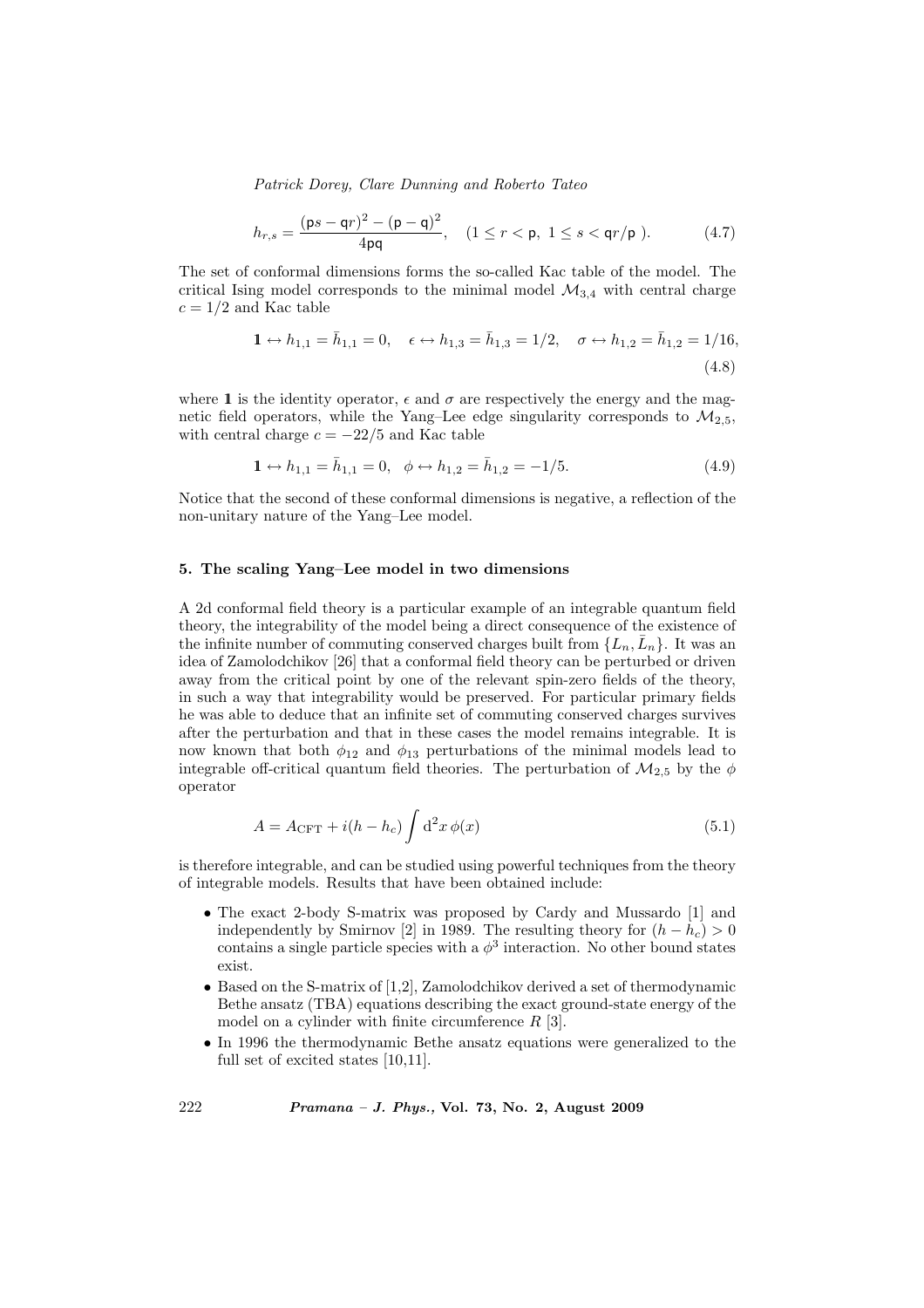$$h_{r,s} = \frac{(\mathsf{p}s - \mathsf{q}r)^2 - (\mathsf{p} - \mathsf{q})^2}{4\mathsf{pq}}, \quad (1 \le r < \mathsf{p},\ 1 \le s < \mathsf{q}r/\mathsf{p}\ ). \tag{4.7}$$

The set of conformal dimensions forms the so-called Kac table of the model. The critical Ising model corresponds to the minimal model $\mathcal{M}_{3,4}$ with central charge $c = 1/2$ and Kac table

$$\mathbb{1} \leftrightarrow h_{1,1} = \bar{h}_{1,1} = 0, \quad \epsilon \leftrightarrow h_{1,3} = \bar{h}_{1,3} = 1/2, \quad \sigma \leftrightarrow h_{1,2} = \bar{h}_{1,2} = 1/16, \tag{4.8}$$

where $\mathbb{1}$ is the identity operator, $\epsilon$ and $\sigma$ are respectively the energy and the magnetic field operators, while the Yang–Lee edge singularity corresponds to $\mathcal{M}_{2,5}$, with central charge $c = -22/5$ and Kac table

$$\mathbb{1} \leftrightarrow h_{1,1} = \bar{h}_{1,1} = 0, \quad \phi \leftrightarrow h_{1,2} = \bar{h}_{1,2} = -1/5. \tag{4.9}$$

Notice that the second of these conformal dimensions is negative, a reflection of the non-unitary nature of the Yang–Lee model.

## 5. The scaling Yang–Lee model in two dimensions

A 2d conformal field theory is a particular example of an integrable quantum field theory, the integrability of the model being a direct consequence of the existence of the infinite number of commuting conserved charges built from $\{L_n, \bar{L}_n\}$. It was an idea of Zamolodchikov [26] that a conformal field theory can be perturbed or driven away from the critical point by one of the relevant spin-zero fields of the theory, in such a way that integrability would be preserved. For particular primary fields he was able to deduce that an infinite set of commuting conserved charges survives after the perturbation and that in these cases the model remains integrable. It is now known that both $\phi_{12}$ and $\phi_{13}$ perturbations of the minimal models lead to integrable off-critical quantum field theories. The perturbation of $\mathcal{M}_{2,5}$ by the $\phi$ operator

$$A = A_{\mathrm{CFT}} + i(h - h_c) \int \mathrm{d}^2 x\, \phi(x) \tag{5.1}$$

is therefore integrable, and can be studied using powerful techniques from the theory of integrable models. Results that have been obtained include:

- The exact 2-body S-matrix was proposed by Cardy and Mussardo [1] and independently by Smirnov [2] in 1989. The resulting theory for $(h - h_c) > 0$ contains a single particle species with a $\phi^3$ interaction. No other bound states exist.
- Based on the S-matrix of [1,2], Zamolodchikov derived a set of thermodynamic Bethe ansatz (TBA) equations describing the exact ground-state energy of the model on a cylinder with finite circumference $R$ [3].
- In 1996 the thermodynamic Bethe ansatz equations were generalized to the full set of excited states [10,11].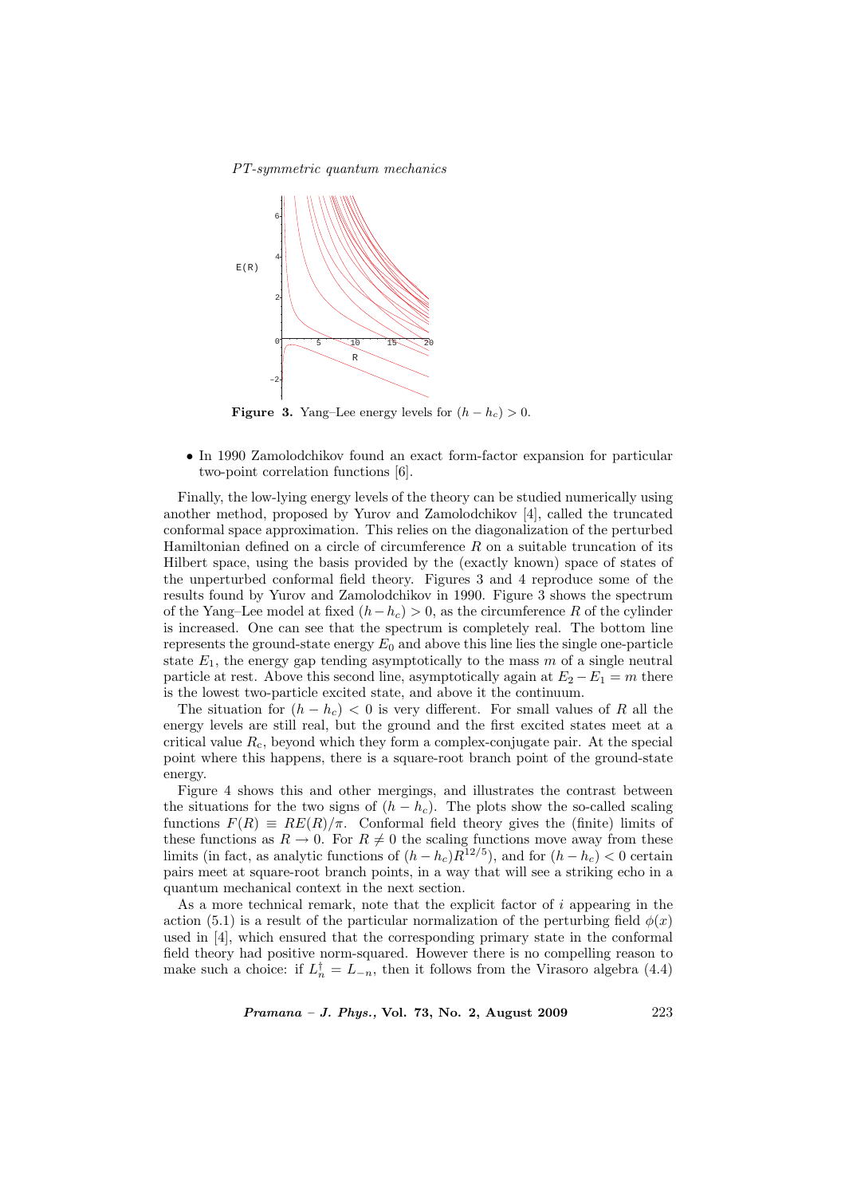**Figure 3.** Yang–Lee energy levels for $(h - h_c) > 0$.

- In 1990 Zamolodchikov found an exact form-factor expansion for particular two-point correlation functions [6].

Finally, the low-lying energy levels of the theory can be studied numerically using another method, proposed by Yurov and Zamolodchikov [4], called the truncated conformal space approximation. This relies on the diagonalization of the perturbed Hamiltonian defined on a circle of circumference $R$ on a suitable truncation of its Hilbert space, using the basis provided by the (exactly known) space of states of the unperturbed conformal field theory. Figures 3 and 4 reproduce some of the results found by Yurov and Zamolodchikov in 1990. Figure 3 shows the spectrum of the Yang–Lee model at fixed $(h - h_c) > 0$, as the circumference $R$ of the cylinder is increased. One can see that the spectrum is completely real. The bottom line represents the ground-state energy $E_0$ and above this line lies the single one-particle state $E_1$, the energy gap tending asymptotically to the mass $m$ of a single neutral particle at rest. Above this second line, asymptotically again at $E_2 - E_1 = m$ there is the lowest two-particle excited state, and above it the continuum.

The situation for $(h - h_c) < 0$ is very different. For small values of $R$ all the energy levels are still real, but the ground and the first excited states meet at a critical value $R_c$, beyond which they form a complex-conjugate pair. At the special point where this happens, there is a square-root branch point of the ground-state energy.

Figure 4 shows this and other mergings, and illustrates the contrast between the situations for the two signs of $(h - h_c)$. The plots show the so-called scaling functions $F(R) \equiv RE(R)/\pi$. Conformal field theory gives the (finite) limits of these functions as $R \to 0$. For $R \neq 0$ the scaling functions move away from these limits (in fact, as analytic functions of $(h - h_c)R^{12/5}$), and for $(h - h_c) < 0$ certain pairs meet at square-root branch points, in a way that will see a striking echo in a quantum mechanical context in the next section.

As a more technical remark, note that the explicit factor of $i$ appearing in the action (5.1) is a result of the particular normalization of the perturbing field $\phi(x)$ used in [4], which ensured that the corresponding primary state in the conformal field theory had positive norm-squared. However there is no compelling reason to make such a choice: if $L_n^\dagger = L_{-n}$, then it follows from the Virasoro algebra (4.4)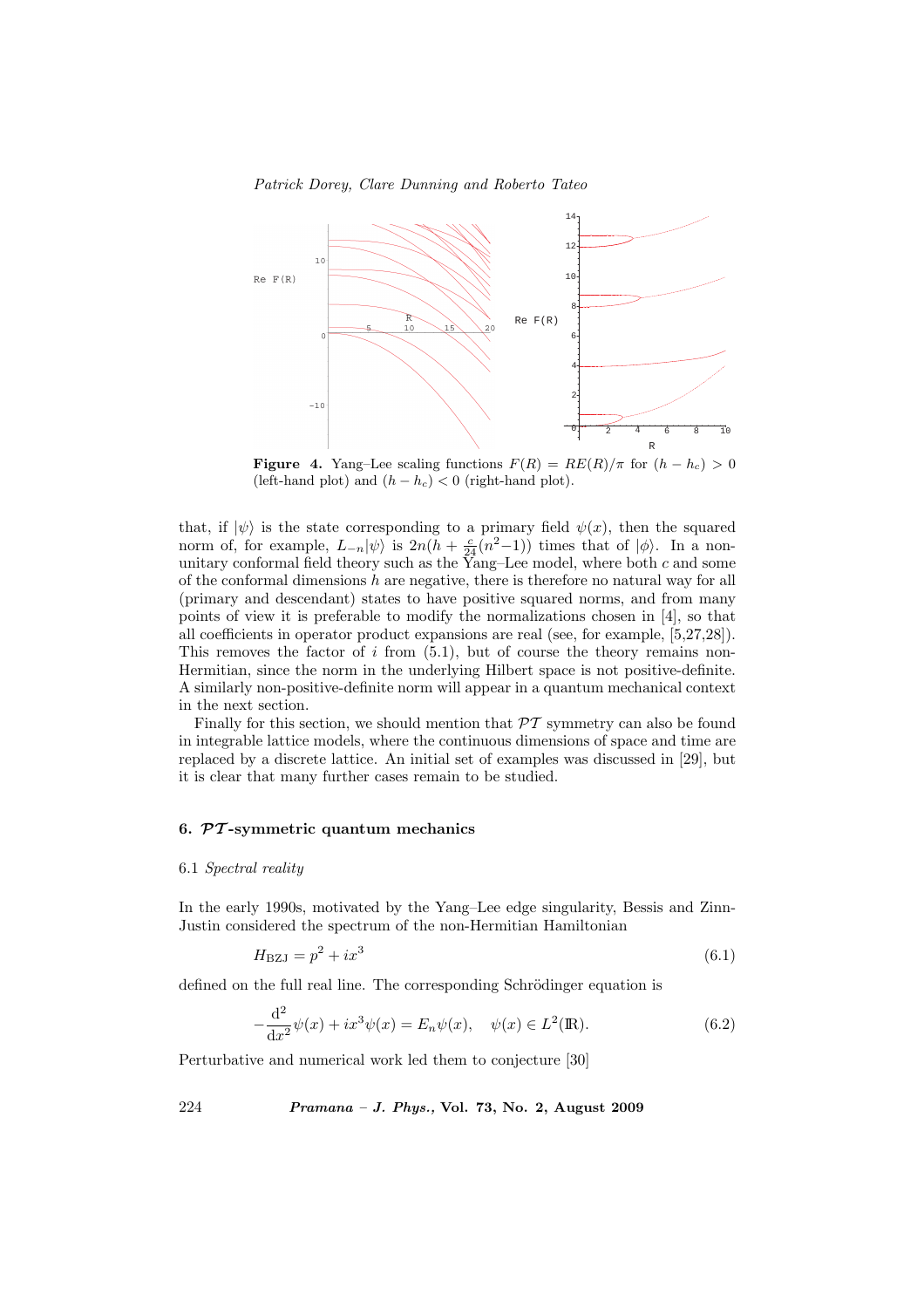**Figure 4.** Yang–Lee scaling functions $F(R) = RE(R)/\pi$ for $(h - h_c) > 0$ (left-hand plot) and $(h - h_c) < 0$ (right-hand plot).

that, if $|\psi\rangle$ is the state corresponding to a primary field $\psi(x)$, then the squared norm of, for example, $L_{-n}|\psi\rangle$ is $2n(h + \frac{c}{24}(n^2-1))$ times that of $|\phi\rangle$. In a non-unitary conformal field theory such as the Yang–Lee model, where both $c$ and some of the conformal dimensions $h$ are negative, there is therefore no natural way for all (primary and descendant) states to have positive squared norms, and from many points of view it is preferable to modify the normalizations chosen in [4], so that all coefficients in operator product expansions are real (see, for example, [5,27,28]). This removes the factor of $i$ from (5.1), but of course the theory remains non-Hermitian, since the norm in the underlying Hilbert space is not positive-definite. A similarly non-positive-definite norm will appear in a quantum mechanical context in the next section.

Finally for this section, we should mention that $\mathcal{PT}$ symmetry can also be found in integrable lattice models, where the continuous dimensions of space and time are replaced by a discrete lattice. An initial set of examples was discussed in [29], but it is clear that many further cases remain to be studied.

## 6. $\mathcal{PT}$-symmetric quantum mechanics

### 6.1 *Spectral reality*

In the early 1990s, motivated by the Yang–Lee edge singularity, Bessis and Zinn-Justin considered the spectrum of the non-Hermitian Hamiltonian

$$H_{\mathrm{BZJ}} = p^2 + ix^3 \tag{6.1}$$

defined on the full real line. The corresponding Schrödinger equation is

$$-\frac{\mathrm{d}^2}{\mathrm{d}x^2}\psi(x) + ix^3\psi(x) = E_n\psi(x), \quad \psi(x) \in L^2(\mathbb{R}). \tag{6.2}$$

Perturbative and numerical work led them to conjecture [30]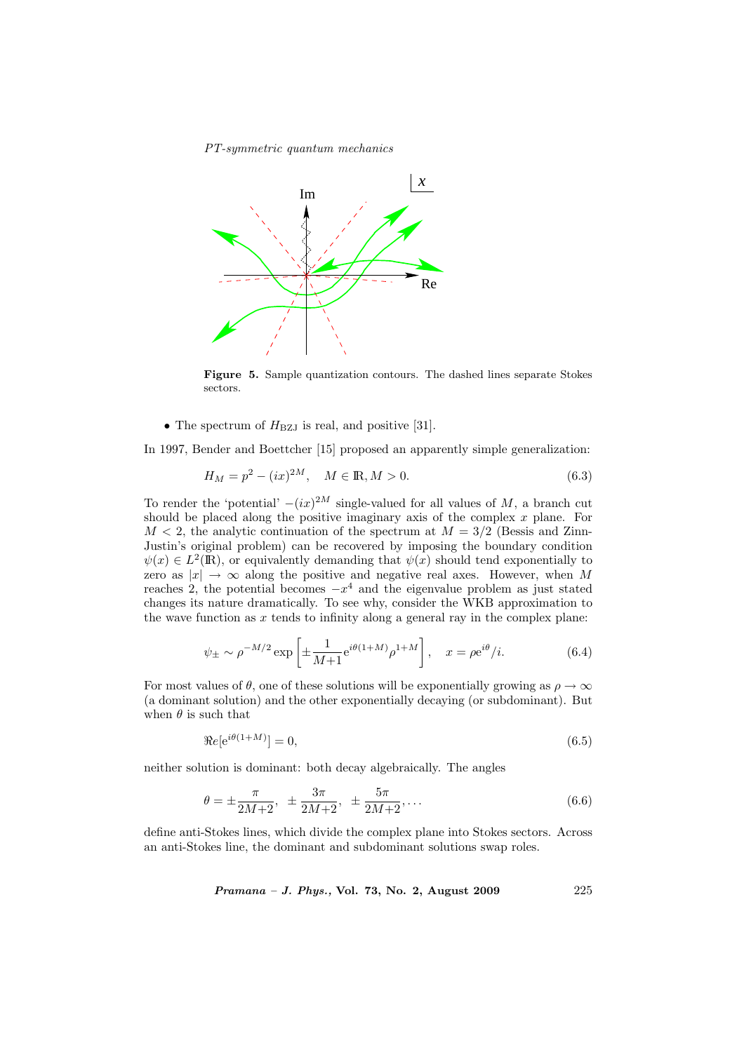**Figure 5.** Sample quantization contours. The dashed lines separate Stokes sectors.

- The spectrum of $H_{\rm BZJ}$ is real, and positive [31].

In 1997, Bender and Boettcher [15] proposed an apparently simple generalization:

$$H_M = p^2 - (ix)^{2M}, \quad M \in \mathbb{R}, M > 0. \tag{6.3}$$

To render the 'potential' $-(ix)^{2M}$ single-valued for all values of $M$, a branch cut should be placed along the positive imaginary axis of the complex $x$ plane. For $M < 2$, the analytic continuation of the spectrum at $M = 3/2$ (Bessis and Zinn-Justin's original problem) can be recovered by imposing the boundary condition $\psi(x) \in L^2(\mathbb{R})$, or equivalently demanding that $\psi(x)$ should tend exponentially to zero as $|x| \to \infty$ along the positive and negative real axes. However, when $M$ reaches 2, the potential becomes $-x^4$ and the eigenvalue problem as just stated changes its nature dramatically. To see why, consider the WKB approximation to the wave function as $x$ tends to infinity along a general ray in the complex plane:

$$\psi_\pm \sim \rho^{-M/2} \exp\left[\pm \frac{1}{M+1} e^{i\theta(1+M)} \rho^{1+M}\right], \quad x = \rho e^{i\theta}/i. \tag{6.4}$$

For most values of $\theta$, one of these solutions will be exponentially growing as $\rho \to \infty$ (a dominant solution) and the other exponentially decaying (or subdominant). But when $\theta$ is such that

$$\Re e[e^{i\theta(1+M)}] = 0, \tag{6.5}$$

neither solution is dominant: both decay algebraically. The angles

$$\theta = \pm \frac{\pi}{2M+2}, \ \pm \frac{3\pi}{2M+2}, \ \pm \frac{5\pi}{2M+2}, \ldots \tag{6.6}$$

define anti-Stokes lines, which divide the complex plane into Stokes sectors. Across an anti-Stokes line, the dominant and subdominant solutions swap roles.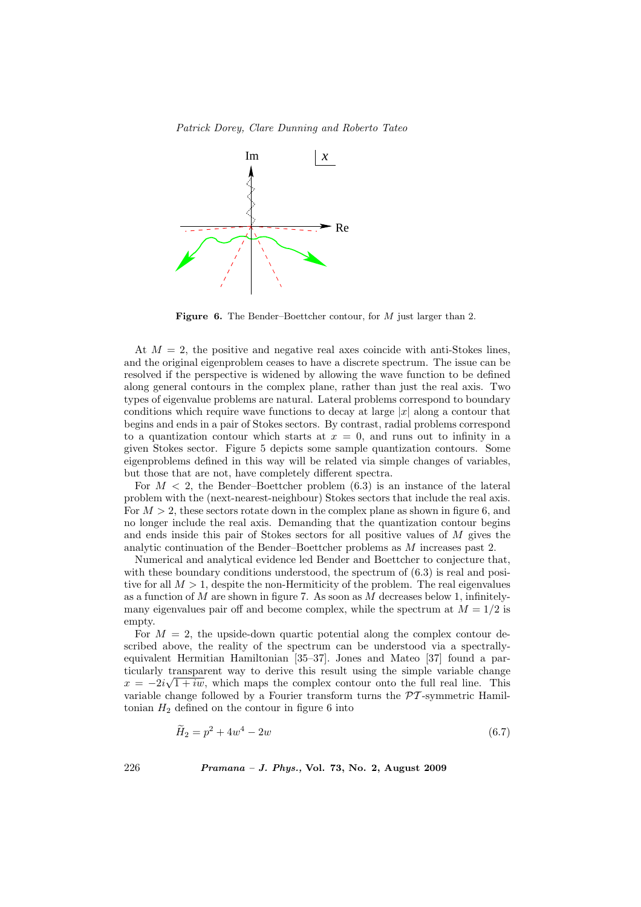**Figure 6.** The Bender–Boettcher contour, for $M$ just larger than 2.

At $M = 2$, the positive and negative real axes coincide with anti-Stokes lines, and the original eigenproblem ceases to have a discrete spectrum. The issue can be resolved if the perspective is widened by allowing the wave function to be defined along general contours in the complex plane, rather than just the real axis. Two types of eigenvalue problems are natural. Lateral problems correspond to boundary conditions which require wave functions to decay at large $|x|$ along a contour that begins and ends in a pair of Stokes sectors. By contrast, radial problems correspond to a quantization contour which starts at $x = 0$, and runs out to infinity in a given Stokes sector. Figure 5 depicts some sample quantization contours. Some eigenproblems defined in this way will be related via simple changes of variables, but those that are not, have completely different spectra.

For $M < 2$, the Bender–Boettcher problem (6.3) is an instance of the lateral problem with the (next-nearest-neighbour) Stokes sectors that include the real axis. For $M > 2$, these sectors rotate down in the complex plane as shown in figure 6, and no longer include the real axis. Demanding that the quantization contour begins and ends inside this pair of Stokes sectors for all positive values of $M$ gives the analytic continuation of the Bender–Boettcher problems as $M$ increases past 2.

Numerical and analytical evidence led Bender and Boettcher to conjecture that, with these boundary conditions understood, the spectrum of (6.3) is real and positive for all $M > 1$, despite the non-Hermiticity of the problem. The real eigenvalues as a function of $M$ are shown in figure 7. As soon as $M$ decreases below 1, infinitely-many eigenvalues pair off and become complex, while the spectrum at $M = 1/2$ is empty.

For $M = 2$, the upside-down quartic potential along the complex contour described above, the reality of the spectrum can be understood via a spectrally-equivalent Hermitian Hamiltonian [35–37]. Jones and Mateo [37] found a particularly transparent way to derive this result using the simple variable change $x = -2i\sqrt{1 + iw}$, which maps the complex contour onto the full real line. This variable change followed by a Fourier transform turns the $\mathcal{PT}$-symmetric Hamiltonian $H_2$ defined on the contour in figure 6 into

$$\widetilde{H}_2 = p^2 + 4w^4 - 2w \tag{6.7}$$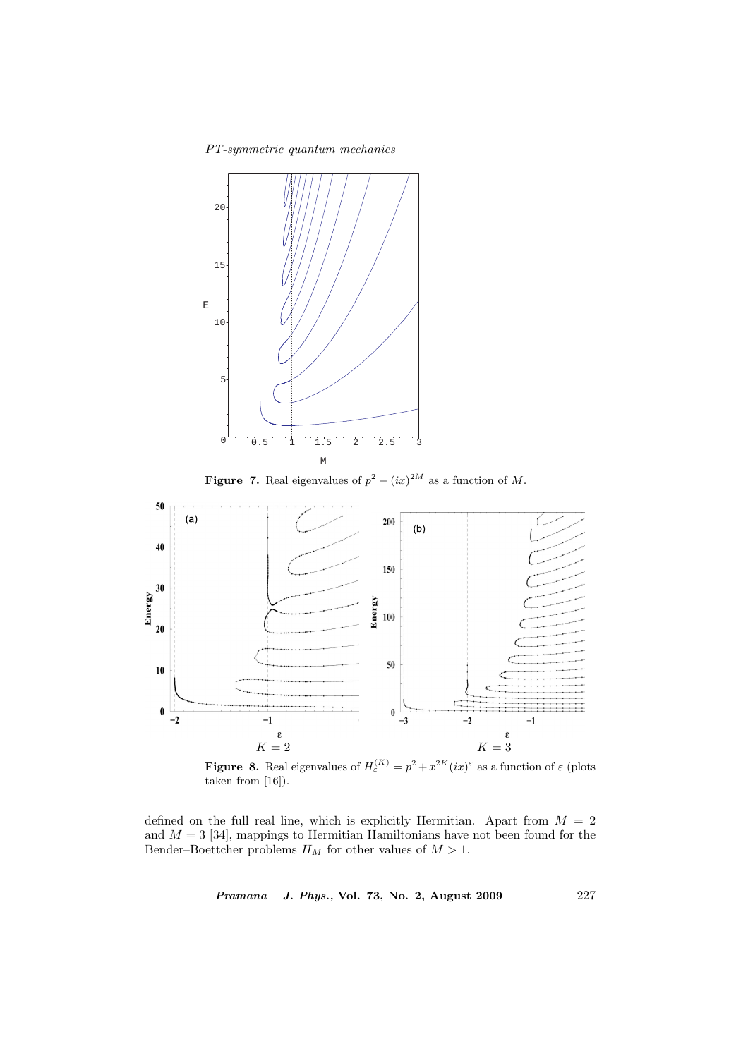**Figure 7.** Real eigenvalues of $p^2 - (ix)^{2M}$ as a function of $M$.

**Figure 8.** Real eigenvalues of $H_\varepsilon^{(K)} = p^2 + x^{2K}(ix)^\varepsilon$ as a function of $\varepsilon$ (plots taken from [16]).

defined on the full real line, which is explicitly Hermitian. Apart from $M = 2$ and $M = 3$ [34], mappings to Hermitian Hamiltonians have not been found for the Bender–Boettcher problems $H_M$ for other values of $M > 1$.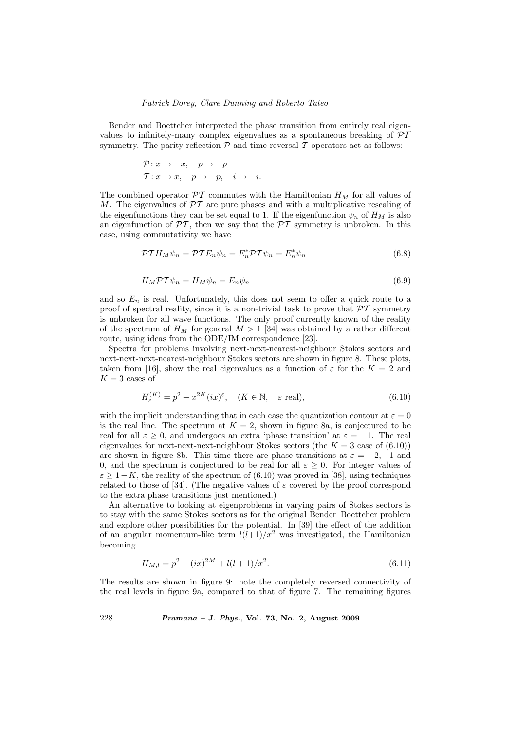Bender and Boettcher interpreted the phase transition from entirely real eigenvalues to infinitely-many complex eigenvalues as a spontaneous breaking of $\mathcal{PT}$ symmetry. The parity reflection $\mathcal{P}$ and time-reversal $\mathcal{T}$ operators act as follows:

$$\mathcal{P}: x \to -x, \quad p \to -p$$
$$\mathcal{T}: x \to x, \quad p \to -p, \quad i \to -i.$$

The combined operator $\mathcal{PT}$ commutes with the Hamiltonian $H_M$ for all values of $M$. The eigenvalues of $\mathcal{PT}$ are pure phases and with a multiplicative rescaling of the eigenfunctions they can be set equal to 1. If the eigenfunction $\psi_n$ of $H_M$ is also an eigenfunction of $\mathcal{PT}$, then we say that the $\mathcal{PT}$ symmetry is unbroken. In this case, using commutativity we have

$$\mathcal{PT} H_M \psi_n = \mathcal{PT} E_n \psi_n = E_n^* \mathcal{PT} \psi_n = E_n^* \psi_n \tag{6.8}$$

$$H_M \mathcal{PT} \psi_n = H_M \psi_n = E_n \psi_n \tag{6.9}$$

and so $E_n$ is real. Unfortunately, this does not seem to offer a quick route to a proof of spectral reality, since it is a non-trivial task to prove that $\mathcal{PT}$ symmetry is unbroken for all wave functions. The only proof currently known of the reality of the spectrum of $H_M$ for general $M > 1$ [34] was obtained by a rather different route, using ideas from the ODE/IM correspondence [23].

Spectra for problems involving next-next-nearest-neighbour Stokes sectors and next-next-next-nearest-neighbour Stokes sectors are shown in figure 8. These plots, taken from [16], show the real eigenvalues as a function of $\varepsilon$ for the $K = 2$ and $K = 3$ cases of

$$H_{\varepsilon}^{(K)} = p^2 + x^{2K}(ix)^{\varepsilon}, \quad (K \in \mathbb{N}, \quad \varepsilon \text{ real}), \tag{6.10}$$

with the implicit understanding that in each case the quantization contour at $\varepsilon = 0$ is the real line. The spectrum at $K = 2$, shown in figure 8a, is conjectured to be real for all $\varepsilon \geq 0$, and undergoes an extra 'phase transition' at $\varepsilon = -1$. The real eigenvalues for next-next-next-neighbour Stokes sectors (the $K = 3$ case of (6.10)) are shown in figure 8b. This time there are phase transitions at $\varepsilon = -2, -1$ and 0, and the spectrum is conjectured to be real for all $\varepsilon \geq 0$. For integer values of $\varepsilon \geq 1-K$, the reality of the spectrum of (6.10) was proved in [38], using techniques related to those of [34]. (The negative values of $\varepsilon$ covered by the proof correspond to the extra phase transitions just mentioned.)

An alternative to looking at eigenproblems in varying pairs of Stokes sectors is to stay with the same Stokes sectors as for the original Bender–Boettcher problem and explore other possibilities for the potential. In [39] the effect of the addition of an angular momentum-like term $l(l+1)/x^2$ was investigated, the Hamiltonian becoming

$$H_{M,l} = p^2 - (ix)^{2M} + l(l+1)/x^2. \tag{6.11}$$

The results are shown in figure 9: note the completely reversed connectivity of the real levels in figure 9a, compared to that of figure 7. The remaining figures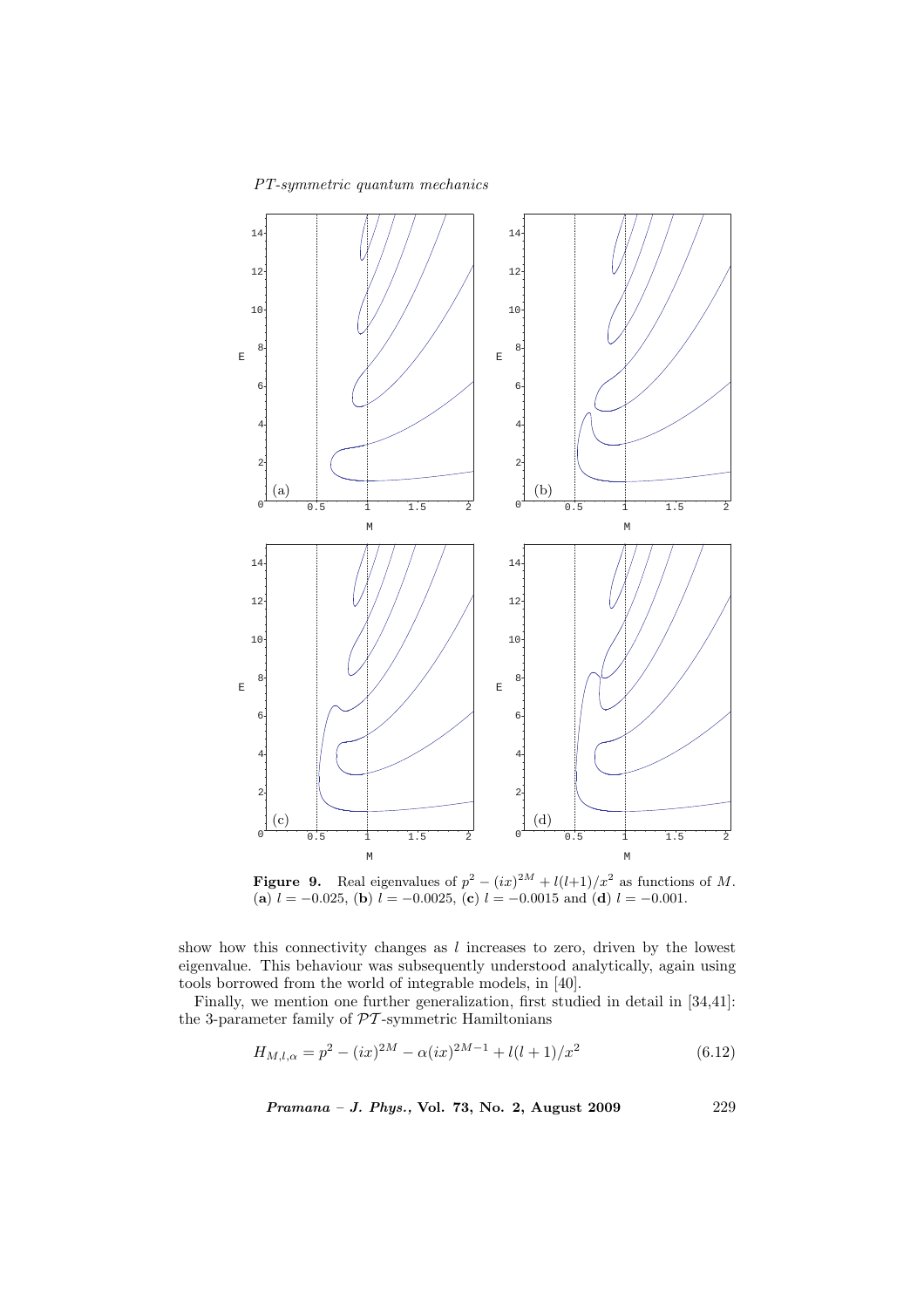**Figure 9.** Real eigenvalues of $p^2 - (ix)^{2M} + l(l+1)/x^2$ as functions of $M$. (**a**) $l = -0.025$, (**b**) $l = -0.0025$, (**c**) $l = -0.0015$ and (**d**) $l = -0.001$.

show how this connectivity changes as $l$ increases to zero, driven by the lowest eigenvalue. This behaviour was subsequently understood analytically, again using tools borrowed from the world of integrable models, in [40].

Finally, we mention one further generalization, first studied in detail in [34,41]: the 3-parameter family of $\mathcal{PT}$-symmetric Hamiltonians

$$H_{M,l,\alpha} = p^2 - (ix)^{2M} - \alpha(ix)^{2M-1} + l(l+1)/x^2 \tag{6.12}$$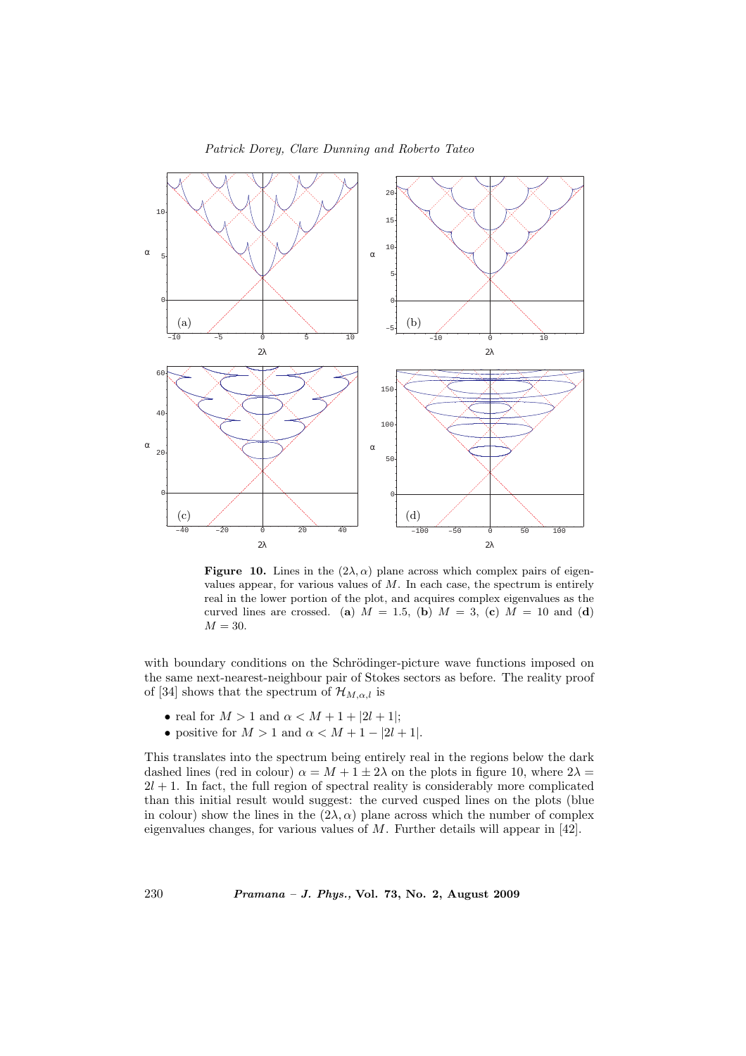**Figure 10.** Lines in the $(2\lambda, \alpha)$ plane across which complex pairs of eigenvalues appear, for various values of $M$. In each case, the spectrum is entirely real in the lower portion of the plot, and acquires complex eigenvalues as the curved lines are crossed. (**a**) $M = 1.5$, (**b**) $M = 3$, (**c**) $M = 10$ and (**d**) $M = 30$.

with boundary conditions on the Schrödinger-picture wave functions imposed on the same next-nearest-neighbour pair of Stokes sectors as before. The reality proof of [34] shows that the spectrum of $\mathcal{H}_{M,\alpha,l}$ is

- real for $M > 1$ and $\alpha < M + 1 + |2l + 1|$;
- positive for $M > 1$ and $\alpha < M + 1 - |2l + 1|$.

This translates into the spectrum being entirely real in the regions below the dark dashed lines (red in colour) $\alpha = M + 1 \pm 2\lambda$ on the plots in figure 10, where $2\lambda = 2l + 1$. In fact, the full region of spectral reality is considerably more complicated than this initial result would suggest: the curved cusped lines on the plots (blue in colour) show the lines in the $(2\lambda, \alpha)$ plane across which the number of complex eigenvalues changes, for various values of $M$. Further details will appear in [42].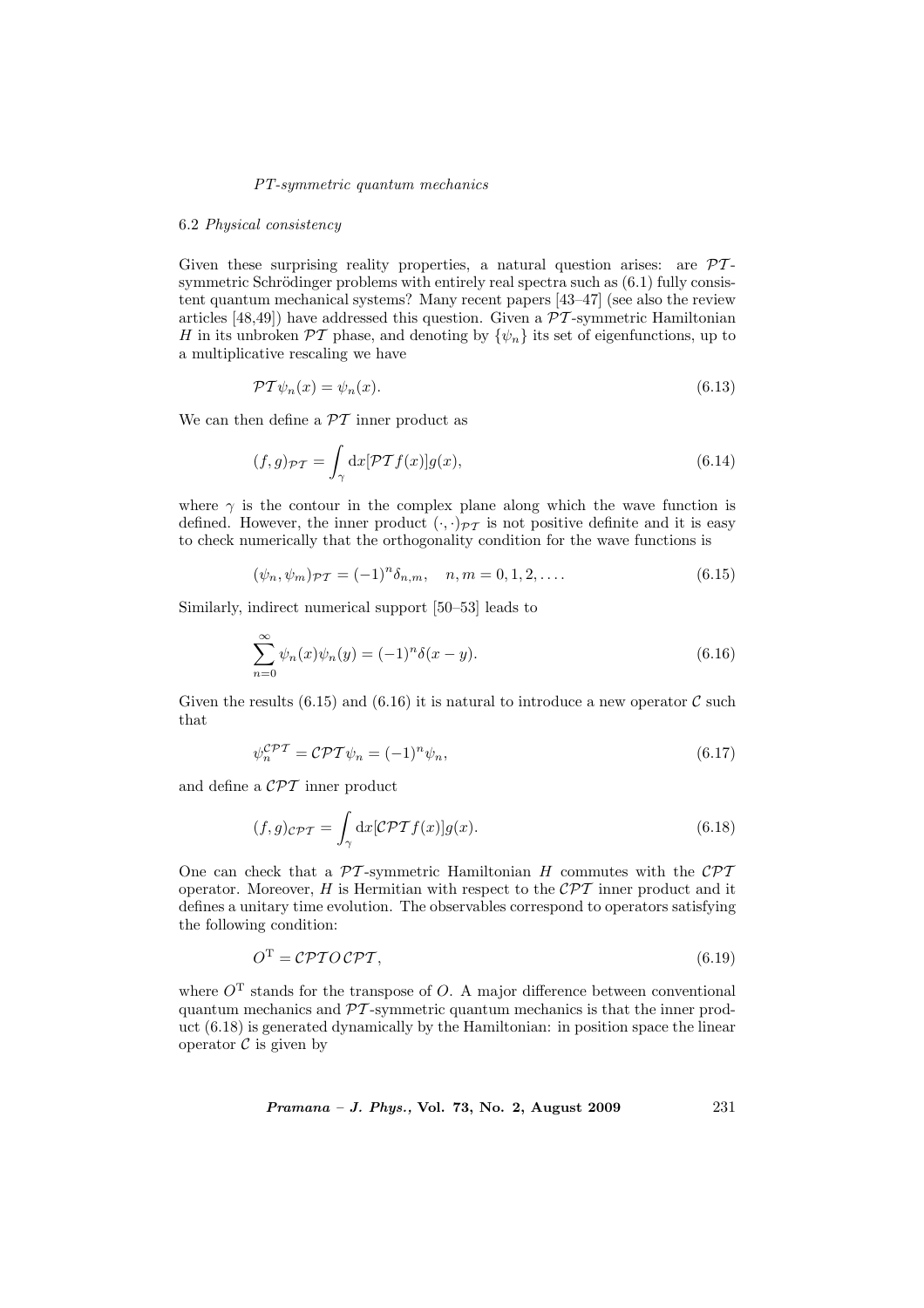### 6.2 *Physical consistency*

Given these surprising reality properties, a natural question arises: are $\mathcal{PT}$-symmetric Schrödinger problems with entirely real spectra such as (6.1) fully consistent quantum mechanical systems? Many recent papers [43–47] (see also the review articles [48,49]) have addressed this question. Given a $\mathcal{PT}$-symmetric Hamiltonian $H$ in its unbroken $\mathcal{PT}$ phase, and denoting by $\{\psi_n\}$ its set of eigenfunctions, up to a multiplicative rescaling we have

$$\mathcal{PT}\psi_n(x) = \psi_n(x). \tag{6.13}$$

We can then define a $\mathcal{PT}$ inner product as

$$(f,g)_{\mathcal{PT}} = \int_\gamma \mathrm{d}x[\mathcal{PT}f(x)]g(x), \tag{6.14}$$

where $\gamma$ is the contour in the complex plane along which the wave function is defined. However, the inner product $(\cdot,\cdot)_{\mathcal{PT}}$ is not positive definite and it is easy to check numerically that the orthogonality condition for the wave functions is

$$(\psi_n, \psi_m)_{\mathcal{PT}} = (-1)^n \delta_{n,m}, \quad n,m = 0,1,2,\ldots. \tag{6.15}$$

Similarly, indirect numerical support [50–53] leads to

$$\sum_{n=0}^{\infty} \psi_n(x)\psi_n(y) = (-1)^n \delta(x-y). \tag{6.16}$$

Given the results (6.15) and (6.16) it is natural to introduce a new operator $\mathcal{C}$ such that

$$\psi_n^{\mathcal{CPT}} = \mathcal{CPT}\psi_n = (-1)^n \psi_n, \tag{6.17}$$

and define a $\mathcal{CPT}$ inner product

$$(f,g)_{\mathcal{CPT}} = \int_\gamma \mathrm{d}x[\mathcal{CPT}f(x)]g(x). \tag{6.18}$$

One can check that a $\mathcal{PT}$-symmetric Hamiltonian $H$ commutes with the $\mathcal{CPT}$ operator. Moreover, $H$ is Hermitian with respect to the $\mathcal{CPT}$ inner product and it defines a unitary time evolution. The observables correspond to operators satisfying the following condition:

$$O^{\mathrm{T}} = \mathcal{CPT}O\,\mathcal{CPT}, \tag{6.19}$$

where $O^{\mathrm{T}}$ stands for the transpose of $O$. A major difference between conventional quantum mechanics and $\mathcal{PT}$-symmetric quantum mechanics is that the inner product (6.18) is generated dynamically by the Hamiltonian: in position space the linear operator $\mathcal{C}$ is given by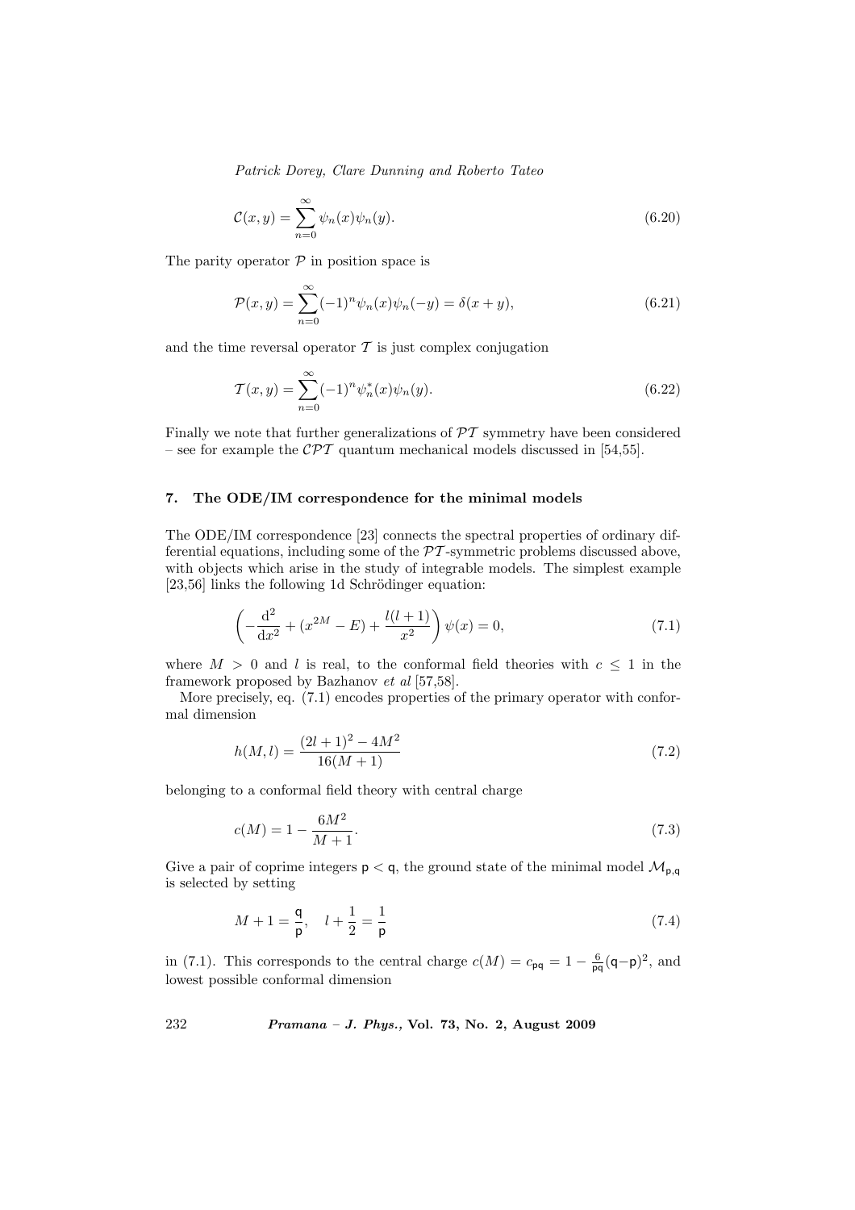$$\mathcal{C}(x,y) = \sum_{n=0}^{\infty} \psi_n(x)\psi_n(y). \tag{6.20}$$

The parity operator $\mathcal{P}$ in position space is

$$\mathcal{P}(x,y) = \sum_{n=0}^{\infty} (-1)^n \psi_n(x)\psi_n(-y) = \delta(x+y), \tag{6.21}$$

and the time reversal operator $\mathcal{T}$ is just complex conjugation

$$\mathcal{T}(x,y) = \sum_{n=0}^{\infty} (-1)^n \psi_n^*(x)\psi_n(y). \tag{6.22}$$

Finally we note that further generalizations of $\mathcal{PT}$ symmetry have been considered – see for example the $\mathcal{CPT}$ quantum mechanical models discussed in [54,55].

## 7. The ODE/IM correspondence for the minimal models

The ODE/IM correspondence [23] connects the spectral properties of ordinary differential equations, including some of the $\mathcal{PT}$-symmetric problems discussed above, with objects which arise in the study of integrable models. The simplest example [23,56] links the following 1d Schrödinger equation:

$$\left( -\frac{\mathrm{d}^2}{\mathrm{d}x^2} + (x^{2M} - E) + \frac{l(l+1)}{x^2} \right) \psi(x) = 0, \tag{7.1}$$

where $M > 0$ and $l$ is real, to the conformal field theories with $c \leq 1$ in the framework proposed by Bazhanov *et al* [57,58].

More precisely, eq. (7.1) encodes properties of the primary operator with conformal dimension

$$h(M,l) = \frac{(2l+1)^2 - 4M^2}{16(M+1)} \tag{7.2}$$

belonging to a conformal field theory with central charge

$$c(M) = 1 - \frac{6M^2}{M+1}. \tag{7.3}$$

Give a pair of coprime integers $\mathsf{p} < \mathsf{q}$, the ground state of the minimal model $\mathcal{M}_{\mathsf{p},\mathsf{q}}$ is selected by setting

$$M + 1 = \frac{\mathsf{q}}{\mathsf{p}}, \quad l + \frac{1}{2} = \frac{1}{\mathsf{p}} \tag{7.4}$$

in (7.1). This corresponds to the central charge $c(M) = c_{\mathsf{pq}} = 1 - \frac{6}{\mathsf{pq}}(\mathsf{q}-\mathsf{p})^2$, and lowest possible conformal dimension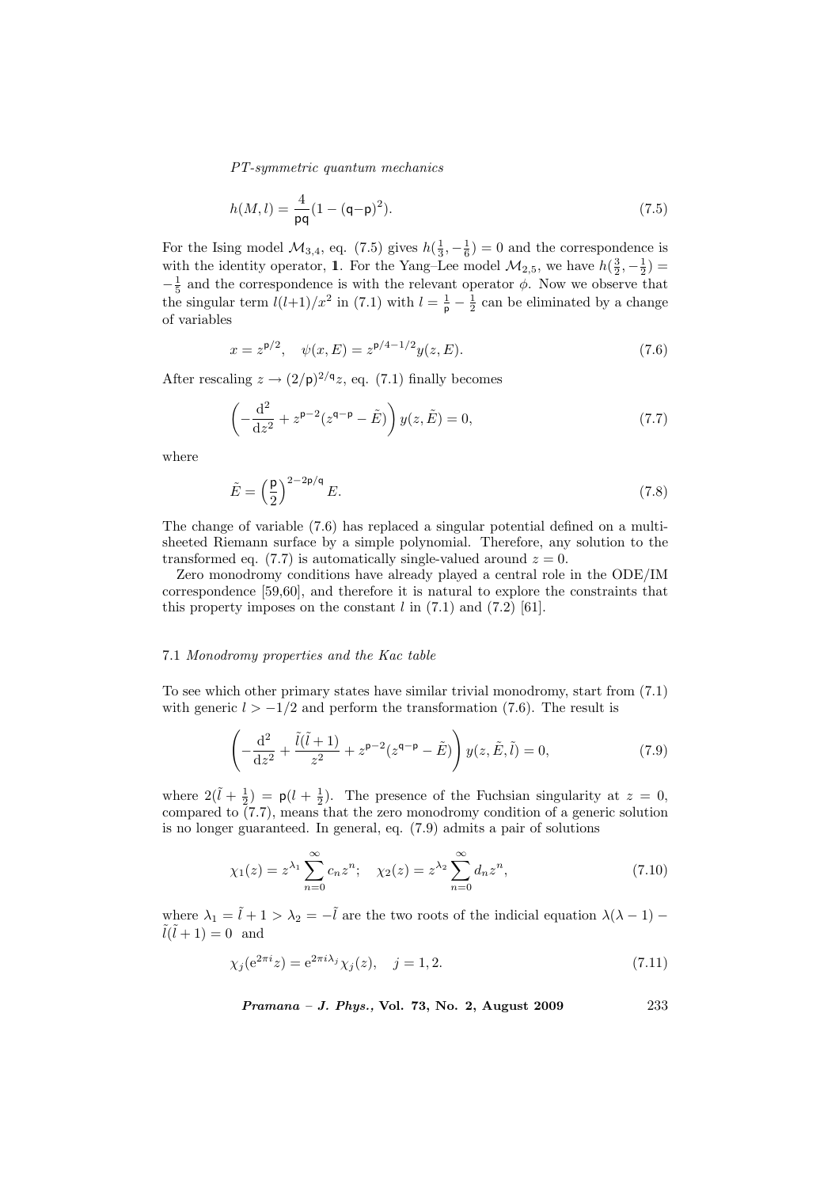$$h(M,l) = \frac{4}{\mathsf{pq}}(1 - (\mathsf{q}{-}\mathsf{p})^2). \tag{7.5}$$

For the Ising model $\mathcal{M}_{3,4}$, eq. (7.5) gives $h(\frac{1}{3}, -\frac{1}{6}) = 0$ and the correspondence is with the identity operator, $\mathbb{1}$. For the Yang–Lee model $\mathcal{M}_{2,5}$, we have $h(\frac{3}{2}, -\frac{1}{2}) = -\frac{1}{5}$ and the correspondence is with the relevant operator $\phi$. Now we observe that the singular term $l(l{+}1)/x^2$ in (7.1) with $l = \frac{1}{\mathsf{p}} - \frac{1}{2}$ can be eliminated by a change of variables

$$x = z^{\mathsf{p}/2}, \quad \psi(x,E) = z^{\mathsf{p}/4 - 1/2} y(z,E). \tag{7.6}$$

After rescaling $z \to (2/\mathsf{p})^{2/\mathsf{q}} z$, eq. (7.1) finally becomes

$$\left( -\frac{\mathrm{d}^2}{\mathrm{d}z^2} + z^{\mathsf{p}-2}(z^{\mathsf{q}-\mathsf{p}} - \tilde{E}) \right) y(z, \tilde{E}) = 0, \tag{7.7}$$

where

$$\tilde{E} = \left(\frac{\mathsf{p}}{2}\right)^{2 - 2\mathsf{p}/\mathsf{q}} E. \tag{7.8}$$

The change of variable (7.6) has replaced a singular potential defined on a multi-sheeted Riemann surface by a simple polynomial. Therefore, any solution to the transformed eq. (7.7) is automatically single-valued around $z = 0$.

Zero monodromy conditions have already played a central role in the ODE/IM correspondence [59,60], and therefore it is natural to explore the constraints that this property imposes on the constant $l$ in (7.1) and (7.2) [61].

### 7.1 *Monodromy properties and the Kac table*

To see which other primary states have similar trivial monodromy, start from (7.1) with generic $l > -1/2$ and perform the transformation (7.6). The result is

$$\left( -\frac{\mathrm{d}^2}{\mathrm{d}z^2} + \frac{\tilde{l}(\tilde{l}+1)}{z^2} + z^{\mathsf{p}-2}(z^{\mathsf{q}-\mathsf{p}} - \tilde{E}) \right) y(z, \tilde{E}, \tilde{l}) = 0, \tag{7.9}$$

where $2(\tilde{l} + \frac{1}{2}) = \mathsf{p}(l + \frac{1}{2})$. The presence of the Fuchsian singularity at $z = 0$, compared to (7.7), means that the zero monodromy condition of a generic solution is no longer guaranteed. In general, eq. (7.9) admits a pair of solutions

$$\chi_1(z) = z^{\lambda_1} \sum_{n=0}^{\infty} c_n z^n; \quad \chi_2(z) = z^{\lambda_2} \sum_{n=0}^{\infty} d_n z^n, \tag{7.10}$$

where $\lambda_1 = \tilde{l} + 1 > \lambda_2 = -\tilde{l}$ are the two roots of the indicial equation $\lambda(\lambda - 1) - \tilde{l}(\tilde{l}+1) = 0$ and

$$\chi_j(\mathrm{e}^{2\pi i} z) = \mathrm{e}^{2\pi i \lambda_j} \chi_j(z), \quad j = 1, 2. \tag{7.11}$$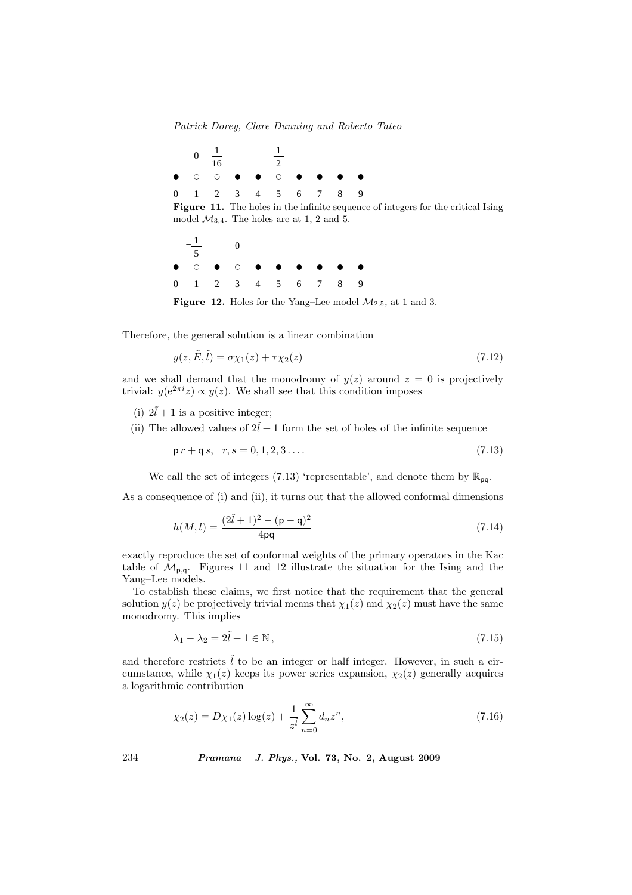|  | 0 | $\frac{1}{16}$ |  |  | $\frac{1}{2}$ |  |  |  |  |
|---|---|---|---|---|---|---|---|---|---|
| ● | ○ | ○ | ● | ● | ○ | ● | ● | ● | ● |
| 0 | 1 | 2 | 3 | 4 | 5 | 6 | 7 | 8 | 9 |

**Figure 11.** The holes in the infinite sequence of integers for the critical Ising model $\mathcal{M}_{3,4}$. The holes are at 1, 2 and 5.

|  | $-\frac{1}{5}$ |  | 0 |  |  |  |  |  |  |
|---|---|---|---|---|---|---|---|---|---|
| ● | ○ | ● | ○ | ● | ● | ● | ● | ● | ● |
| 0 | 1 | 2 | 3 | 4 | 5 | 6 | 7 | 8 | 9 |

**Figure 12.** Holes for the Yang–Lee model $\mathcal{M}_{2,5}$, at 1 and 3.

Therefore, the general solution is a linear combination

$$y(z, \tilde{E}, \tilde{l}) = \sigma \chi_1(z) + \tau \chi_2(z) \tag{7.12}$$

and we shall demand that the monodromy of $y(z)$ around $z = 0$ is projectively trivial: $y(e^{2\pi i} z) \propto y(z)$. We shall see that this condition imposes

(i) $2\tilde{l} + 1$ is a positive integer;

(ii) The allowed values of $2\tilde{l} + 1$ form the set of holes of the infinite sequence

$$\mathsf{p}\, r + \mathsf{q}\, s, \quad r, s = 0, 1, 2, 3 \ldots. \tag{7.13}$$

We call the set of integers (7.13) 'representable', and denote them by $\mathbb{R}_{\mathsf{pq}}$.

As a consequence of (i) and (ii), it turns out that the allowed conformal dimensions

$$h(M, l) = \frac{(2\tilde{l} + 1)^2 - (\mathsf{p} - \mathsf{q})^2}{4\mathsf{pq}} \tag{7.14}$$

exactly reproduce the set of conformal weights of the primary operators in the Kac table of $\mathcal{M}_{\mathsf{p},\mathsf{q}}$. Figures 11 and 12 illustrate the situation for the Ising and the Yang–Lee models.

To establish these claims, we first notice that the requirement that the general solution $y(z)$ be projectively trivial means that $\chi_1(z)$ and $\chi_2(z)$ must have the same monodromy. This implies

$$\lambda_1 - \lambda_2 = 2\tilde{l} + 1 \in \mathbb{N}, \tag{7.15}$$

and therefore restricts $\tilde{l}$ to be an integer or half integer. However, in such a circumstance, while $\chi_1(z)$ keeps its power series expansion, $\chi_2(z)$ generally acquires a logarithmic contribution

$$\chi_2(z) = D \chi_1(z) \log(z) + \frac{1}{z^{\tilde{l}}} \sum_{n=0}^{\infty} d_n z^n, \tag{7.16}$$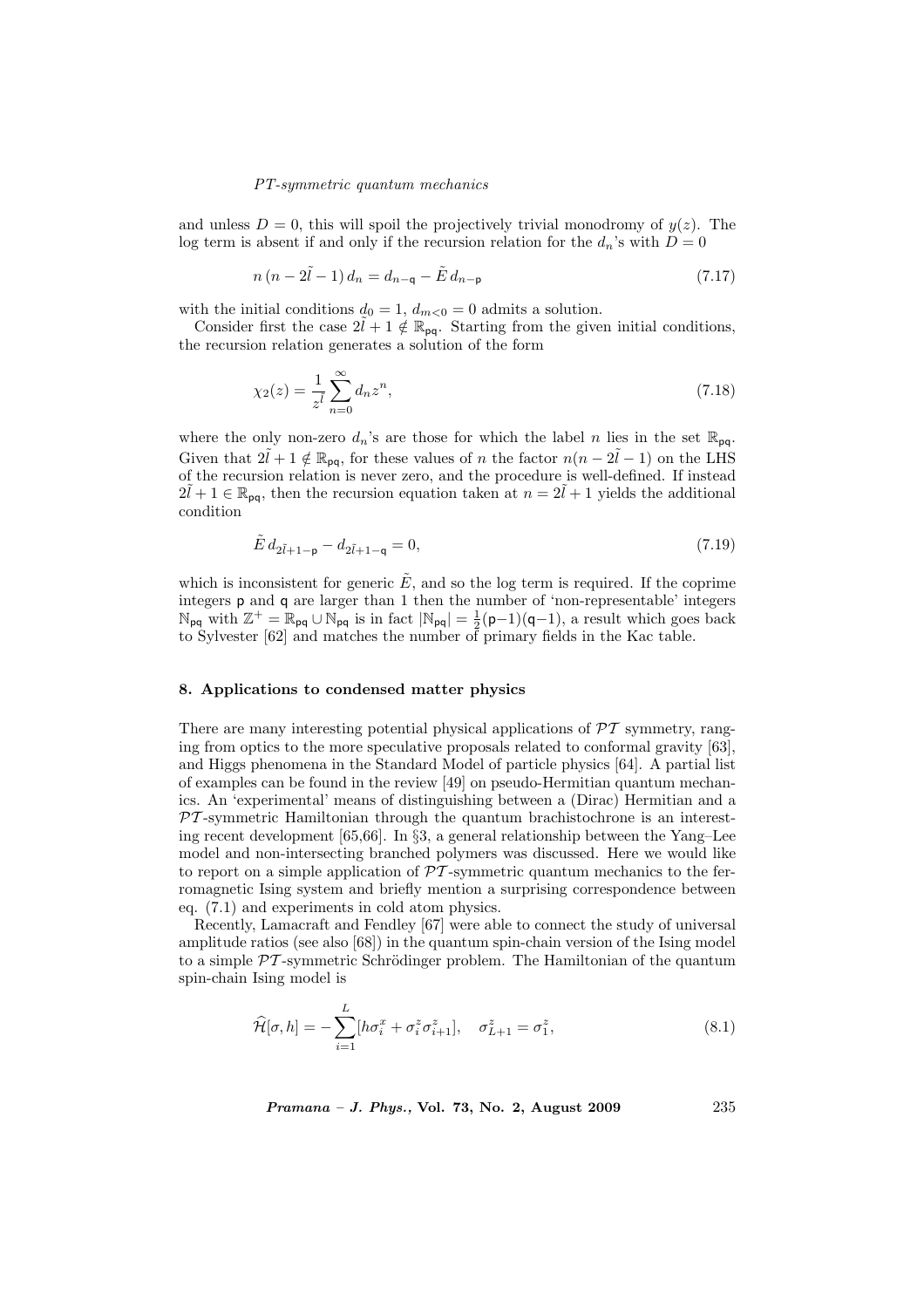and unless $D = 0$, this will spoil the projectively trivial monodromy of $y(z)$. The log term is absent if and only if the recursion relation for the $d_n$'s with $D = 0$

$$n\,(n - 2\tilde{l} - 1)\,d_n = d_{n-\mathsf{q}} - \tilde{E}\,d_{n-\mathsf{p}} \tag{7.17}$$

with the initial conditions $d_0 = 1$, $d_{m<0} = 0$ admits a solution.

Consider first the case $2\tilde{l} + 1 \notin \mathbb{R}_{\mathsf{pq}}$. Starting from the given initial conditions, the recursion relation generates a solution of the form

$$\chi_2(z) = \frac{1}{z^{\tilde{l}}} \sum_{n=0}^{\infty} d_n z^n, \tag{7.18}$$

where the only non-zero $d_n$'s are those for which the label $n$ lies in the set $\mathbb{R}_{\mathsf{pq}}$. Given that $2\tilde{l} + 1 \notin \mathbb{R}_{\mathsf{pq}}$, for these values of $n$ the factor $n(n - 2\tilde{l} - 1)$ on the LHS of the recursion relation is never zero, and the procedure is well-defined. If instead $2\tilde{l} + 1 \in \mathbb{R}_{\mathsf{pq}}$, then the recursion equation taken at $n = 2\tilde{l} + 1$ yields the additional condition

$$\tilde{E}\,d_{2\tilde{l}+1-\mathsf{p}} - d_{2\tilde{l}+1-\mathsf{q}} = 0, \tag{7.19}$$

which is inconsistent for generic $\tilde{E}$, and so the log term is required. If the coprime integers $\mathsf{p}$ and $\mathsf{q}$ are larger than 1 then the number of 'non-representable' integers $\mathbb{N}_{\mathsf{pq}}$ with $\mathbb{Z}^+ = \mathbb{R}_{\mathsf{pq}} \cup \mathbb{N}_{\mathsf{pq}}$ is in fact $|\mathbb{N}_{\mathsf{pq}}| = \frac{1}{2}(\mathsf{p}-1)(\mathsf{q}-1)$, a result which goes back to Sylvester [62] and matches the number of primary fields in the Kac table.

## 8. Applications to condensed matter physics

There are many interesting potential physical applications of $\mathcal{PT}$ symmetry, ranging from optics to the more speculative proposals related to conformal gravity [63], and Higgs phenomena in the Standard Model of particle physics [64]. A partial list of examples can be found in the review [49] on pseudo-Hermitian quantum mechanics. An 'experimental' means of distinguishing between a (Dirac) Hermitian and a $\mathcal{PT}$-symmetric Hamiltonian through the quantum brachistochrone is an interesting recent development [65,66]. In §3, a general relationship between the Yang–Lee model and non-intersecting branched polymers was discussed. Here we would like to report on a simple application of $\mathcal{PT}$-symmetric quantum mechanics to the ferromagnetic Ising system and briefly mention a surprising correspondence between eq. (7.1) and experiments in cold atom physics.

Recently, Lamacraft and Fendley [67] were able to connect the study of universal amplitude ratios (see also [68]) in the quantum spin-chain version of the Ising model to a simple $\mathcal{PT}$-symmetric Schrödinger problem. The Hamiltonian of the quantum spin-chain Ising model is

$$\widehat{\mathcal{H}}[\sigma, h] = -\sum_{i=1}^{L} [h\sigma_i^x + \sigma_i^z \sigma_{i+1}^z], \quad \sigma_{L+1}^z = \sigma_1^z, \tag{8.1}$$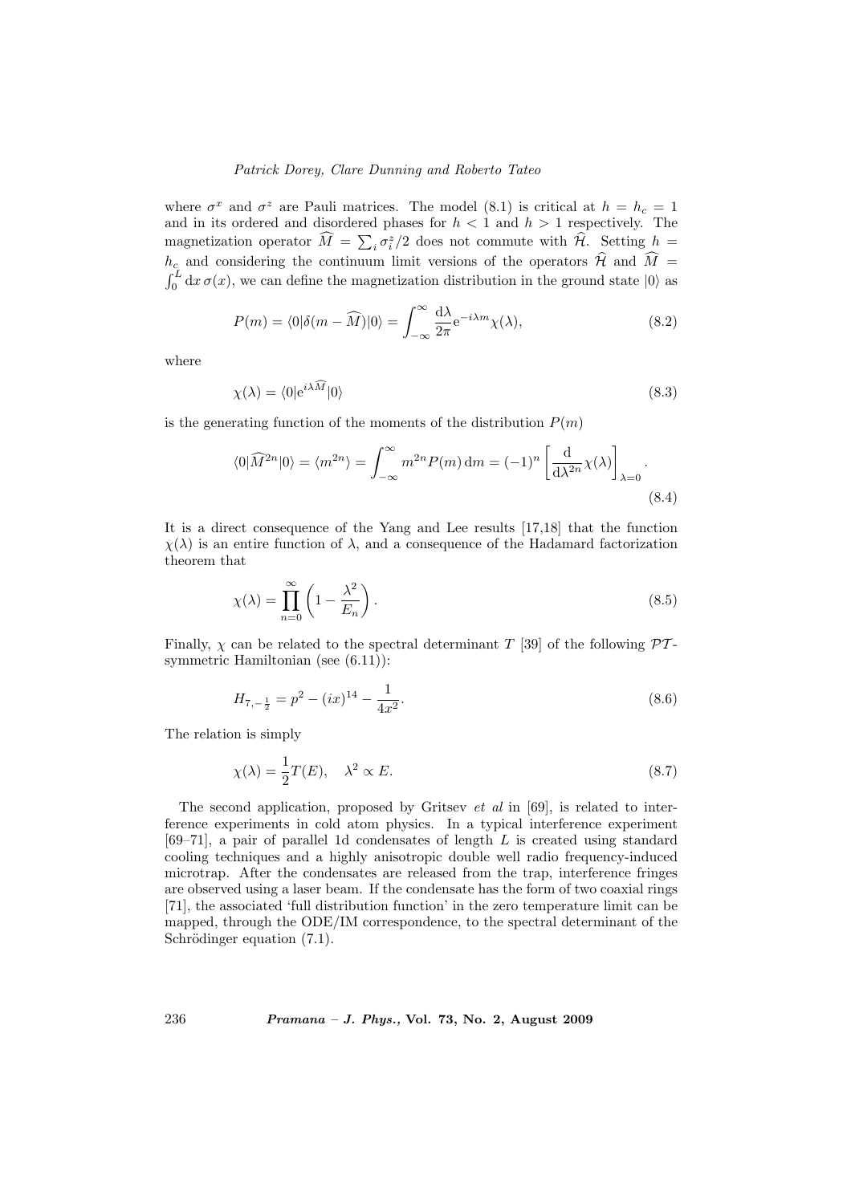where $\sigma^x$ and $\sigma^z$ are Pauli matrices. The model (8.1) is critical at $h = h_c = 1$ and in its ordered and disordered phases for $h < 1$ and $h > 1$ respectively. The magnetization operator $\widehat{M} = \sum_i \sigma_i^z/2$ does not commute with $\widehat{\mathcal{H}}$. Setting $h = h_c$ and considering the continuum limit versions of the operators $\widehat{\mathcal{H}}$ and $\widehat{M} = \int_0^L \mathrm{d}x\, \sigma(x)$, we can define the magnetization distribution in the ground state $|0\rangle$ as

$$P(m) = \langle 0|\delta(m - \widehat{M})|0\rangle = \int_{-\infty}^{\infty} \frac{\mathrm{d}\lambda}{2\pi} \mathrm{e}^{-i\lambda m} \chi(\lambda), \tag{8.2}$$

where

$$\chi(\lambda) = \langle 0|\mathrm{e}^{i\lambda \widehat{M}}|0\rangle \tag{8.3}$$

is the generating function of the moments of the distribution $P(m)$

$$\langle 0|\widehat{M}^{2n}|0\rangle = \langle m^{2n}\rangle = \int_{-\infty}^{\infty} m^{2n} P(m)\,\mathrm{d}m = (-1)^n \left[\frac{\mathrm{d}}{\mathrm{d}\lambda^{2n}} \chi(\lambda)\right]_{\lambda=0}. \tag{8.4}$$

It is a direct consequence of the Yang and Lee results [17,18] that the function $\chi(\lambda)$ is an entire function of $\lambda$, and a consequence of the Hadamard factorization theorem that

$$\chi(\lambda) = \prod_{n=0}^{\infty} \left(1 - \frac{\lambda^2}{E_n}\right). \tag{8.5}$$

Finally, $\chi$ can be related to the spectral determinant $T$ [39] of the following $\mathcal{PT}$-symmetric Hamiltonian (see (6.11)):

$$H_{7,-\frac{1}{2}} = p^2 - (ix)^{14} - \frac{1}{4x^2}. \tag{8.6}$$

The relation is simply

$$\chi(\lambda) = \frac{1}{2} T(E), \quad \lambda^2 \propto E. \tag{8.7}$$

The second application, proposed by Gritsev *et al* in [69], is related to interference experiments in cold atom physics. In a typical interference experiment [69–71], a pair of parallel 1d condensates of length $L$ is created using standard cooling techniques and a highly anisotropic double well radio frequency-induced microtrap. After the condensates are released from the trap, interference fringes are observed using a laser beam. If the condensate has the form of two coaxial rings [71], the associated 'full distribution function' in the zero temperature limit can be mapped, through the ODE/IM correspondence, to the spectral determinant of the Schrödinger equation (7.1).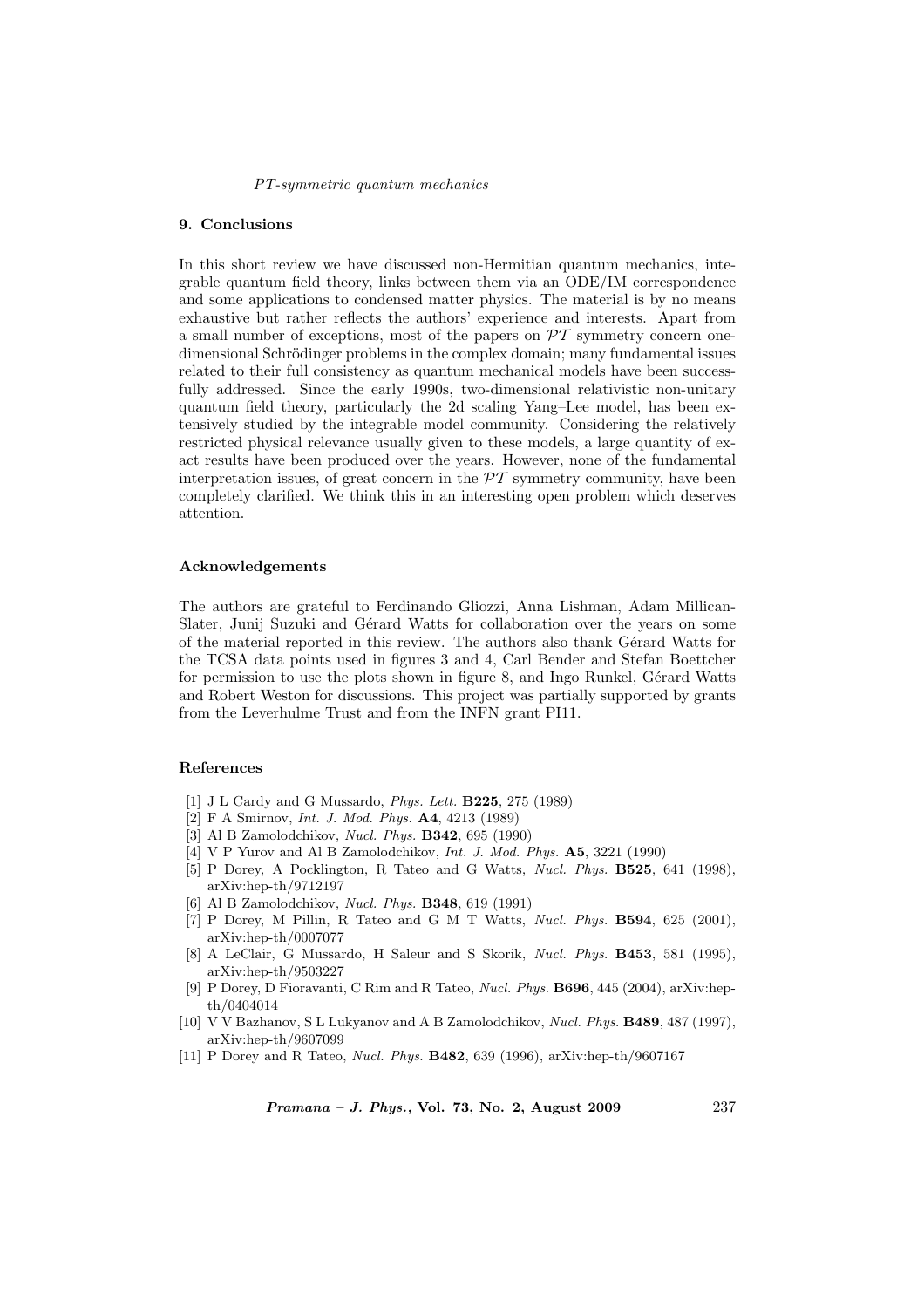## 9. Conclusions

In this short review we have discussed non-Hermitian quantum mechanics, integrable quantum field theory, links between them via an ODE/IM correspondence and some applications to condensed matter physics. The material is by no means exhaustive but rather reflects the authors' experience and interests. Apart from a small number of exceptions, most of the papers on $\mathcal{PT}$ symmetry concern one-dimensional Schrödinger problems in the complex domain; many fundamental issues related to their full consistency as quantum mechanical models have been successfully addressed. Since the early 1990s, two-dimensional relativistic non-unitary quantum field theory, particularly the 2d scaling Yang–Lee model, has been extensively studied by the integrable model community. Considering the relatively restricted physical relevance usually given to these models, a large quantity of exact results have been produced over the years. However, none of the fundamental interpretation issues, of great concern in the $\mathcal{PT}$ symmetry community, have been completely clarified. We think this in an interesting open problem which deserves attention.

### Acknowledgements

The authors are grateful to Ferdinando Gliozzi, Anna Lishman, Adam Millican-Slater, Junij Suzuki and Gérard Watts for collaboration over the years on some of the material reported in this review. The authors also thank Gérard Watts for the TCSA data points used in figures 3 and 4, Carl Bender and Stefan Boettcher for permission to use the plots shown in figure 8, and Ingo Runkel, Gérard Watts and Robert Weston for discussions. This project was partially supported by grants from the Leverhulme Trust and from the INFN grant PI11.

### References

[1] J L Cardy and G Mussardo, *Phys. Lett.* **B225**, 275 (1989)

[2] F A Smirnov, *Int. J. Mod. Phys.* **A4**, 4213 (1989)

[3] Al B Zamolodchikov, *Nucl. Phys.* **B342**, 695 (1990)

[4] V P Yurov and Al B Zamolodchikov, *Int. J. Mod. Phys.* **A5**, 3221 (1990)

[5] P Dorey, A Pocklington, R Tateo and G Watts, *Nucl. Phys.* **B525**, 641 (1998), arXiv:hep-th/9712197

[6] Al B Zamolodchikov, *Nucl. Phys.* **B348**, 619 (1991)

[7] P Dorey, M Pillin, R Tateo and G M T Watts, *Nucl. Phys.* **B594**, 625 (2001), arXiv:hep-th/0007077

[8] A LeClair, G Mussardo, H Saleur and S Skorik, *Nucl. Phys.* **B453**, 581 (1995), arXiv:hep-th/9503227

[9] P Dorey, D Fioravanti, C Rim and R Tateo, *Nucl. Phys.* **B696**, 445 (2004), arXiv:hep-th/0404014

[10] V V Bazhanov, S L Lukyanov and A B Zamolodchikov, *Nucl. Phys.* **B489**, 487 (1997), arXiv:hep-th/9607099

[11] P Dorey and R Tateo, *Nucl. Phys.* **B482**, 639 (1996), arXiv:hep-th/9607167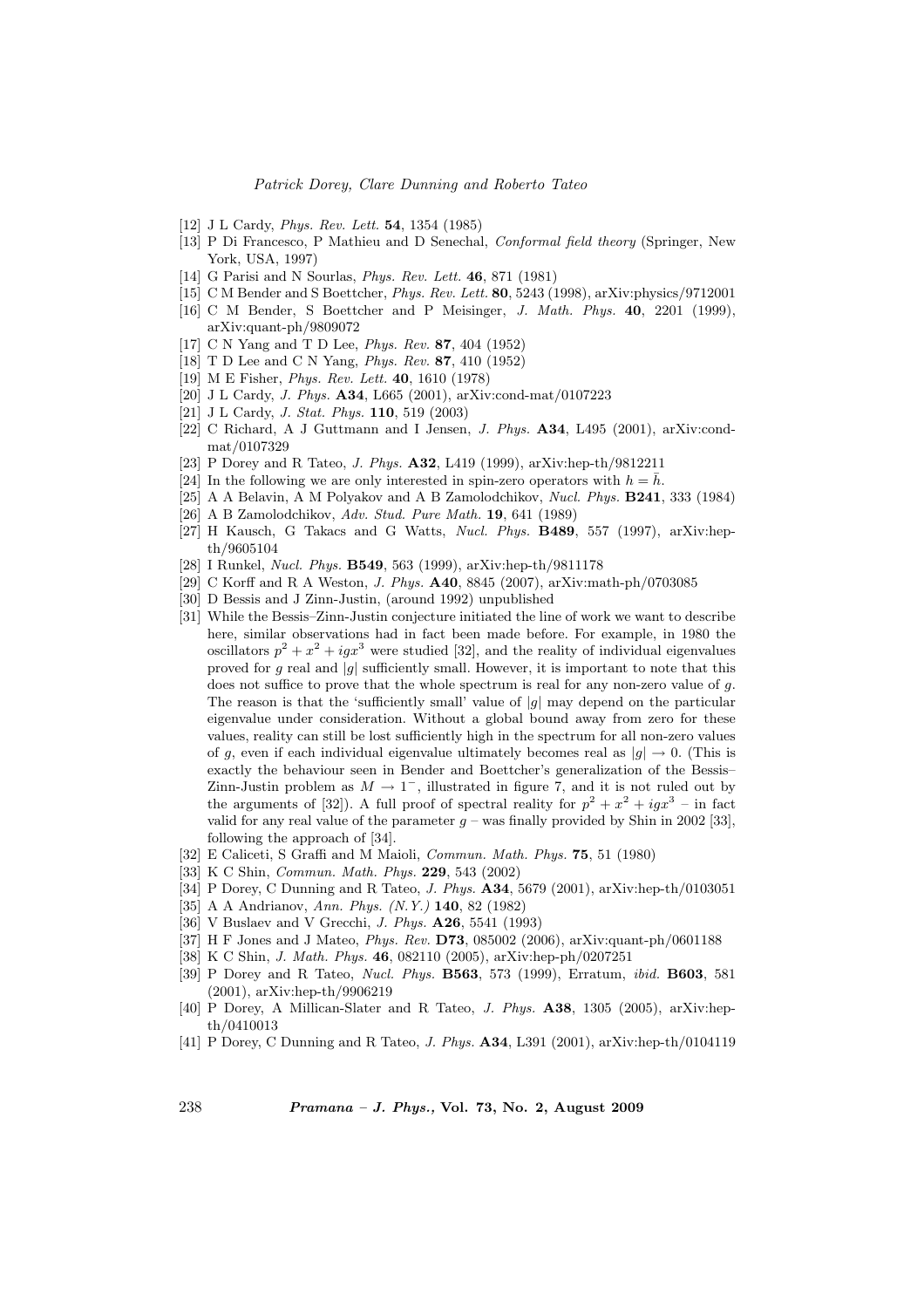[12] J L Cardy, *Phys. Rev. Lett.* **54**, 1354 (1985)

[13] P Di Francesco, P Mathieu and D Senechal, *Conformal field theory* (Springer, New York, USA, 1997)

[14] G Parisi and N Sourlas, *Phys. Rev. Lett.* **46**, 871 (1981)

[15] C M Bender and S Boettcher, *Phys. Rev. Lett.* **80**, 5243 (1998), arXiv:physics/9712001

[16] C M Bender, S Boettcher and P Meisinger, *J. Math. Phys.* **40**, 2201 (1999), arXiv:quant-ph/9809072

[17] C N Yang and T D Lee, *Phys. Rev.* **87**, 404 (1952)

[18] T D Lee and C N Yang, *Phys. Rev.* **87**, 410 (1952)

[19] M E Fisher, *Phys. Rev. Lett.* **40**, 1610 (1978)

[20] J L Cardy, *J. Phys.* **A34**, L665 (2001), arXiv:cond-mat/0107223

[21] J L Cardy, *J. Stat. Phys.* **110**, 519 (2003)

[22] C Richard, A J Guttmann and I Jensen, *J. Phys.* **A34**, L495 (2001), arXiv:cond-mat/0107329

[23] P Dorey and R Tateo, *J. Phys.* **A32**, L419 (1999), arXiv:hep-th/9812211

[24] In the following we are only interested in spin-zero operators with $h = \bar{h}$.

[25] A A Belavin, A M Polyakov and A B Zamolodchikov, *Nucl. Phys.* **B241**, 333 (1984)

[26] A B Zamolodchikov, *Adv. Stud. Pure Math.* **19**, 641 (1989)

[27] H Kausch, G Takacs and G Watts, *Nucl. Phys.* **B489**, 557 (1997), arXiv:hep-th/9605104

[28] I Runkel, *Nucl. Phys.* **B549**, 563 (1999), arXiv:hep-th/9811178

[29] C Korff and R A Weston, *J. Phys.* **A40**, 8845 (2007), arXiv:math-ph/0703085

[30] D Bessis and J Zinn-Justin, (around 1992) unpublished

[31] While the Bessis–Zinn-Justin conjecture initiated the line of work we want to describe here, similar observations had in fact been made before. For example, in 1980 the oscillators $p^2 + x^2 + igx^3$ were studied [32], and the reality of individual eigenvalues proved for $g$ real and $|g|$ sufficiently small. However, it is important to note that this does not suffice to prove that the whole spectrum is real for any non-zero value of $g$. The reason is that the 'sufficiently small' value of $|g|$ may depend on the particular eigenvalue under consideration. Without a global bound away from zero for these values, reality can still be lost sufficiently high in the spectrum for all non-zero values of $g$, even if each individual eigenvalue ultimately becomes real as $|g| \to 0$. (This is exactly the behaviour seen in Bender and Boettcher's generalization of the Bessis–Zinn-Justin problem as $M \to 1^-$, illustrated in figure 7, and it is not ruled out by the arguments of [32]). A full proof of spectral reality for $p^2 + x^2 + igx^3$ – in fact valid for any real value of the parameter $g$ – was finally provided by Shin in 2002 [33], following the approach of [34].

[32] E Caliceti, S Graffi and M Maioli, *Commun. Math. Phys.* **75**, 51 (1980)

[33] K C Shin, *Commun. Math. Phys.* **229**, 543 (2002)

[34] P Dorey, C Dunning and R Tateo, *J. Phys.* **A34**, 5679 (2001), arXiv:hep-th/0103051

[35] A A Andrianov, *Ann. Phys. (N.Y.)* **140**, 82 (1982)

[36] V Buslaev and V Grecchi, *J. Phys.* **A26**, 5541 (1993)

[37] H F Jones and J Mateo, *Phys. Rev.* **D73**, 085002 (2006), arXiv:quant-ph/0601188

[38] K C Shin, *J. Math. Phys.* **46**, 082110 (2005), arXiv:hep-ph/0207251

[39] P Dorey and R Tateo, *Nucl. Phys.* **B563**, 573 (1999), Erratum, *ibid.* **B603**, 581 (2001), arXiv:hep-th/9906219

[40] P Dorey, A Millican-Slater and R Tateo, *J. Phys.* **A38**, 1305 (2005), arXiv:hep-th/0410013

[41] P Dorey, C Dunning and R Tateo, *J. Phys.* **A34**, L391 (2001), arXiv:hep-th/0104119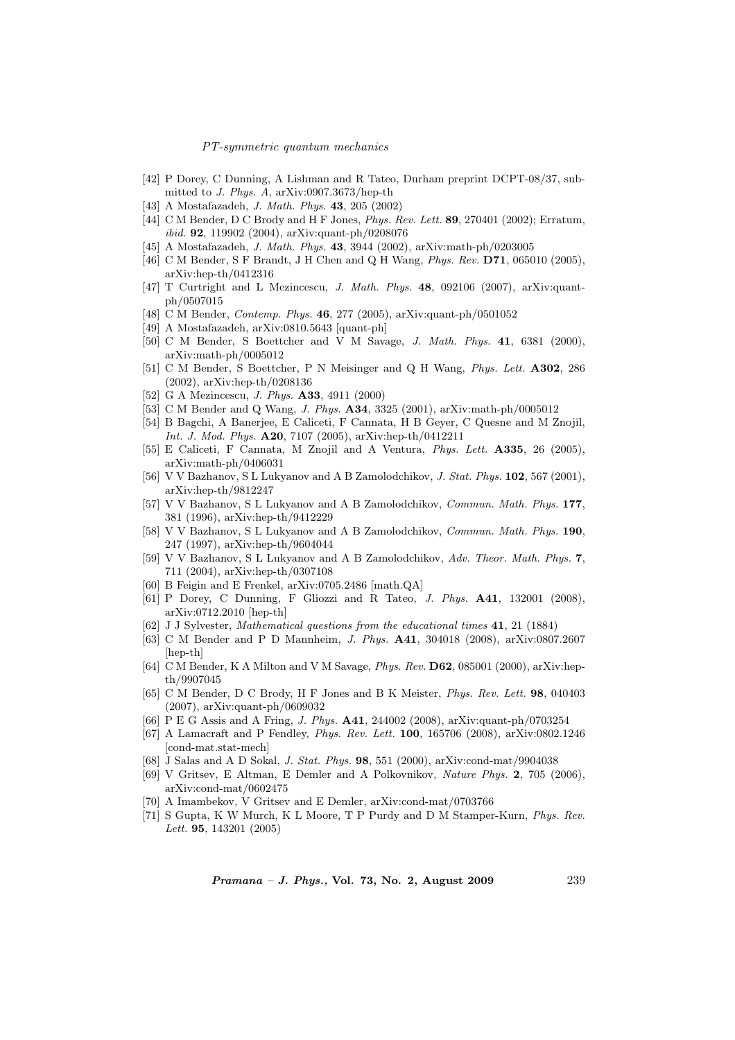[42] P Dorey, C Dunning, A Lishman and R Tateo, Durham preprint DCPT-08/37, submitted to *J. Phys. A*, arXiv:0907.3673/hep-th

[43] A Mostafazadeh, *J. Math. Phys.* **43**, 205 (2002)

[44] C M Bender, D C Brody and H F Jones, *Phys. Rev. Lett.* **89**, 270401 (2002); Erratum, *ibid.* **92**, 119902 (2004), arXiv:quant-ph/0208076

[45] A Mostafazadeh, *J. Math. Phys.* **43**, 3944 (2002), arXiv:math-ph/0203005

[46] C M Bender, S F Brandt, J H Chen and Q H Wang, *Phys. Rev.* **D71**, 065010 (2005), arXiv:hep-th/0412316

[47] T Curtright and L Mezincescu, *J. Math. Phys.* **48**, 092106 (2007), arXiv:quant-ph/0507015

[48] C M Bender, *Contemp. Phys.* **46**, 277 (2005), arXiv:quant-ph/0501052

[49] A Mostafazadeh, arXiv:0810.5643 [quant-ph]

[50] C M Bender, S Boettcher and V M Savage, *J. Math. Phys.* **41**, 6381 (2000), arXiv:math-ph/0005012

[51] C M Bender, S Boettcher, P N Meisinger and Q H Wang, *Phys. Lett.* **A302**, 286 (2002), arXiv:hep-th/0208136

[52] G A Mezincescu, *J. Phys.* **A33**, 4911 (2000)

[53] C M Bender and Q Wang, *J. Phys.* **A34**, 3325 (2001), arXiv:math-ph/0005012

[54] B Bagchi, A Banerjee, E Caliceti, F Cannata, H B Geyer, C Quesne and M Znojil, *Int. J. Mod. Phys.* **A20**, 7107 (2005), arXiv:hep-th/0412211

[55] E Caliceti, F Cannata, M Znojil and A Ventura, *Phys. Lett.* **A335**, 26 (2005), arXiv:math-ph/0406031

[56] V V Bazhanov, S L Lukyanov and A B Zamolodchikov, *J. Stat. Phys.* **102**, 567 (2001), arXiv:hep-th/9812247

[57] V V Bazhanov, S L Lukyanov and A B Zamolodchikov, *Commun. Math. Phys.* **177**, 381 (1996), arXiv:hep-th/9412229

[58] V V Bazhanov, S L Lukyanov and A B Zamolodchikov, *Commun. Math. Phys.* **190**, 247 (1997), arXiv:hep-th/9604044

[59] V V Bazhanov, S L Lukyanov and A B Zamolodchikov, *Adv. Theor. Math. Phys.* **7**, 711 (2004), arXiv:hep-th/0307108

[60] B Feigin and E Frenkel, arXiv:0705.2486 [math.QA]

[61] P Dorey, C Dunning, F Gliozzi and R Tateo, *J. Phys.* **A41**, 132001 (2008), arXiv:0712.2010 [hep-th]

[62] J J Sylvester, *Mathematical questions from the educational times* **41**, 21 (1884)

[63] C M Bender and P D Mannheim, *J. Phys.* **A41**, 304018 (2008), arXiv:0807.2607 [hep-th]

[64] C M Bender, K A Milton and V M Savage, *Phys. Rev.* **D62**, 085001 (2000), arXiv:hep-th/9907045

[65] C M Bender, D C Brody, H F Jones and B K Meister, *Phys. Rev. Lett.* **98**, 040403 (2007), arXiv:quant-ph/0609032

[66] P E G Assis and A Fring, *J. Phys.* **A41**, 244002 (2008), arXiv:quant-ph/0703254

[67] A Lamacraft and P Fendley, *Phys. Rev. Lett.* **100**, 165706 (2008), arXiv:0802.1246 [cond-mat.stat-mech]

[68] J Salas and A D Sokal, *J. Stat. Phys.* **98**, 551 (2000), arXiv:cond-mat/9904038

[69] V Gritsev, E Altman, E Demler and A Polkovnikov, *Nature Phys.* **2**, 705 (2006), arXiv:cond-mat/0602475

[70] A Imambekov, V Gritsev and E Demler, arXiv:cond-mat/0703766

[71] S Gupta, K W Murch, K L Moore, T P Purdy and D M Stamper-Kurn, *Phys. Rev. Lett.* **95**, 143201 (2005)